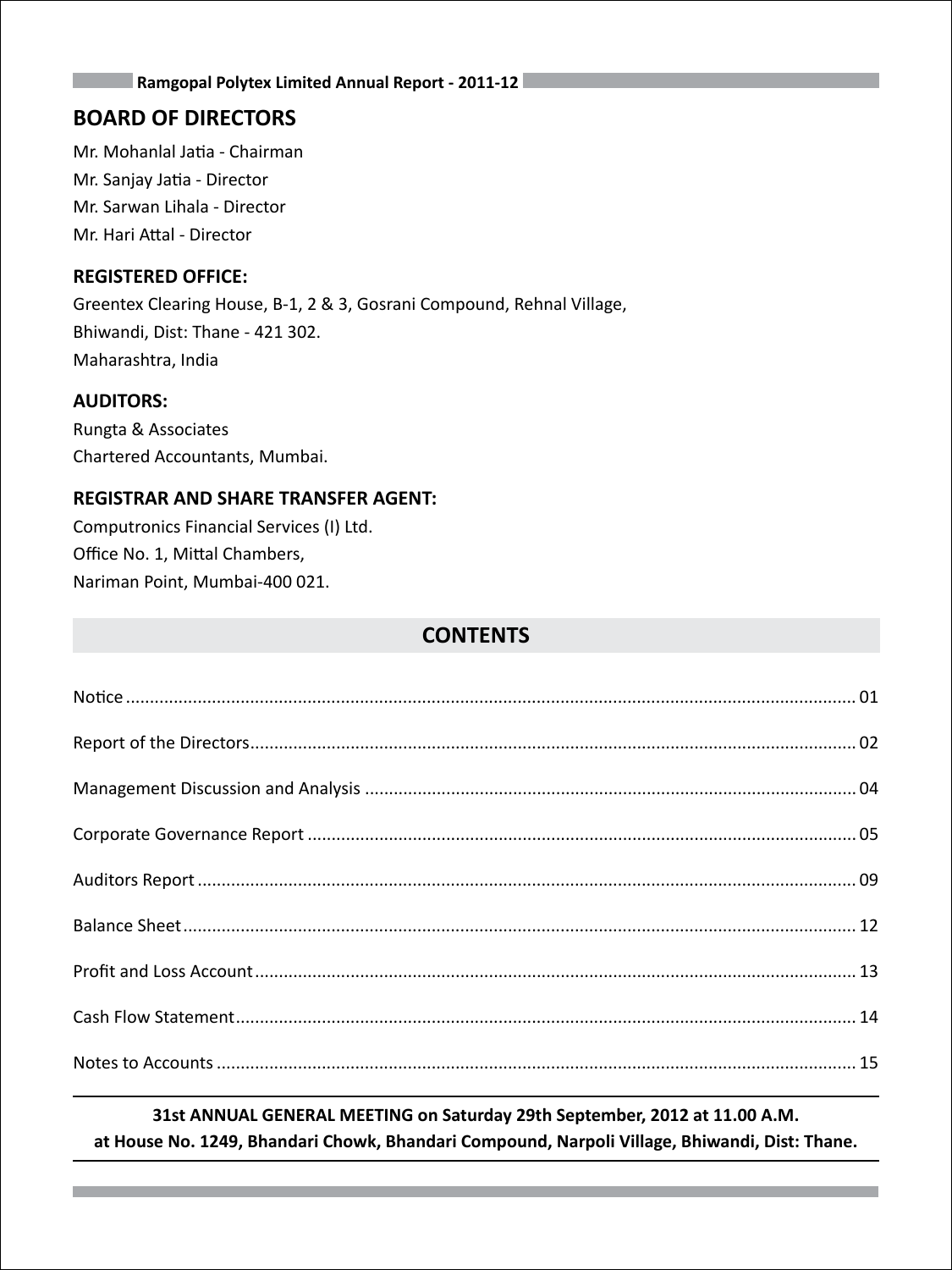## BOARD OF DIRECTORS

Mr. Mohanlal Jatia - Chairman

Mr. Sanjay Jatia - Director

Mr. Sarwan Lihala - Director

Mr. Hari Attal - Director

### REGISTERED OFFICE:

Greentex Clearing House, B-1, 2 & 3, Gosrani Compound, Rehnal Village,

Bhiwandi, Dist: Thane - 421 302.

Maharashtra, India

### AUDITORS:

Rungta & Associates

Chartered Accountants, Mumbai.

### REGISTRAR AND SHARE TRANSFER AGENT:

Computronics Financial Services (I) Ltd.

Office No. 1, Mittal Chambers,

Nariman Point, Mumbai-400 021.

## CONTENTS

| | |
|---|---|
| Notice | 01 |
| Report of the Directors | 02 |
| Management Discussion and Analysis | 04 |
| Corporate Governance Report | 05 |
| Auditors Report | 09 |
| Balance Sheet | 12 |
| Profit and Loss Account | 13 |
| Cash Flow Statement | 14 |
| Notes to Accounts | 15 |

**31st ANNUAL GENERAL MEETING on Saturday 29th September, 2012 at 11.00 A.M.**
**at House No. 1249, Bhandari Chowk, Bhandari Compound, Narpoli Village, Bhiwandi, Dist: Thane.**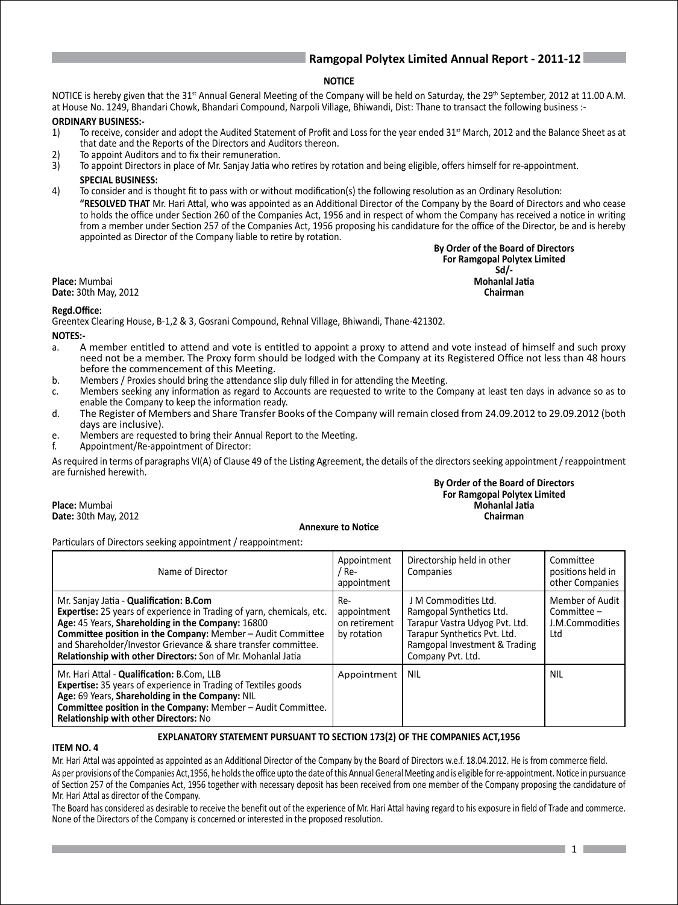# NOTICE

NOTICE is hereby given that the 31st Annual General Meeting of the Company will be held on Saturday, the 29th September, 2012 at 11.00 A.M. at House No. 1249, Bhandari Chowk, Bhandari Compound, Narpoli Village, Bhiwandi, Dist: Thane to transact the following business :-

**ORDINARY BUSINESS:-**

1) To receive, consider and adopt the Audited Statement of Profit and Loss for the year ended 31st March, 2012 and the Balance Sheet as at that date and the Reports of the Directors and Auditors thereon.
2) To appoint Auditors and to fix their remuneration.
3) To appoint Directors in place of Mr. Sanjay Jatia who retires by rotation and being eligible, offers himself for re-appointment.

**SPECIAL BUSINESS:**

4) To consider and is thought fit to pass with or without modification(s) the following resolution as an Ordinary Resolution:

**"RESOLVED THAT** Mr. Hari Attal, who was appointed as an Additional Director of the Company by the Board of Directors and who cease to holds the office under Section 260 of the Companies Act, 1956 and in respect of whom the Company has received a notice in writing from a member under Section 257 of the Companies Act, 1956 proposing his candidature for the office of the Director, be and is hereby appointed as Director of the Company liable to retire by rotation.

**By Order of the Board of Directors**
**For Ramgopal Polytex Limited**
**Sd/-**
**Mohanlal Jatia**
**Chairman**

**Place:** Mumbai
**Date:** 30th May, 2012

**Regd.Office:**
Greentex Clearing House, B-1,2 & 3, Gosrani Compound, Rehnal Village, Bhiwandi, Thane-421302.

**NOTES:-**

a. A member entitled to attend and vote is entitled to appoint a proxy to attend and vote instead of himself and such proxy need not be a member. The Proxy form should be lodged with the Company at its Registered Office not less than 48 hours before the commencement of this Meeting.
b. Members / Proxies should bring the attendance slip duly filled in for attending the Meeting.
c. Members seeking any information as regard to Accounts are requested to write to the Company at least ten days in advance so as to enable the Company to keep the information ready.
d. The Register of Members and Share Transfer Books of the Company will remain closed from 24.09.2012 to 29.09.2012 (both days are inclusive).
e. Members are requested to bring their Annual Report to the Meeting.
f. Appointment/Re-appointment of Director:

As required in terms of paragraphs VI(A) of Clause 49 of the Listing Agreement, the details of the directors seeking appointment / reappointment are furnished herewith.

**By Order of the Board of Directors**
**For Ramgopal Polytex Limited**
**Mohanlal Jatia**
**Chairman**

**Place:** Mumbai
**Date:** 30th May, 2012

## Annexure to Notice

Particulars of Directors seeking appointment / reappointment:

| Name of Director | Appointment / Re-appointment | Directorship held in other Companies | Committee positions held in other Companies |
|---|---|---|---|
| Mr. Sanjay Jatia - **Qualification: B.Com** **Expertise:** 25 years of experience in Trading of yarn, chemicals, etc. **Age:** 45 Years, **Shareholding in the Company:** 16800 **Committee position in the Company:** Member – Audit Committee and Shareholder/Investor Grievance & share transfer committee. **Relationship with other Directors:** Son of Mr. Mohanlal Jatia | Re-appointment on retirement by rotation | J M Commodities Ltd. Ramgopal Synthetics Ltd. Tarapur Vastra Udyog Pvt. Ltd. Tarapur Synthetics Pvt. Ltd. Ramgopal Investment & Trading Company Pvt. Ltd. | Member of Audit Committee – J.M.Commodities Ltd |
| Mr. Hari Attal - **Qualification:** B.Com, LLB **Expertise:** 35 years of experience in Trading of Textiles goods **Age:** 69 Years, **Shareholding in the Company:** NIL **Committee position in the Company:** Member – Audit Committee. **Relationship with other Directors:** No | Appointment | NIL | NIL |

## EXPLANATORY STATEMENT PURSUANT TO SECTION 173(2) OF THE COMPANIES ACT,1956

**ITEM NO. 4**

Mr. Hari Attal was appointed as appointed as an Additional Director of the Company by the Board of Directors w.e.f. 18.04.2012. He is from commerce field.

As per provisions of the Companies Act,1956, he holds the office upto the date of this Annual General Meeting and is eligible for re-appointment. Notice in pursuance of Section 257 of the Companies Act, 1956 together with necessary deposit has been received from one member of the Company proposing the candidature of Mr. Hari Attal as director of the Company.

The Board has considered as desirable to receive the benefit out of the experience of Mr. Hari Attal having regard to his exposure in field of Trade and commerce. None of the Directors of the Company is concerned or interested in the proposed resolution.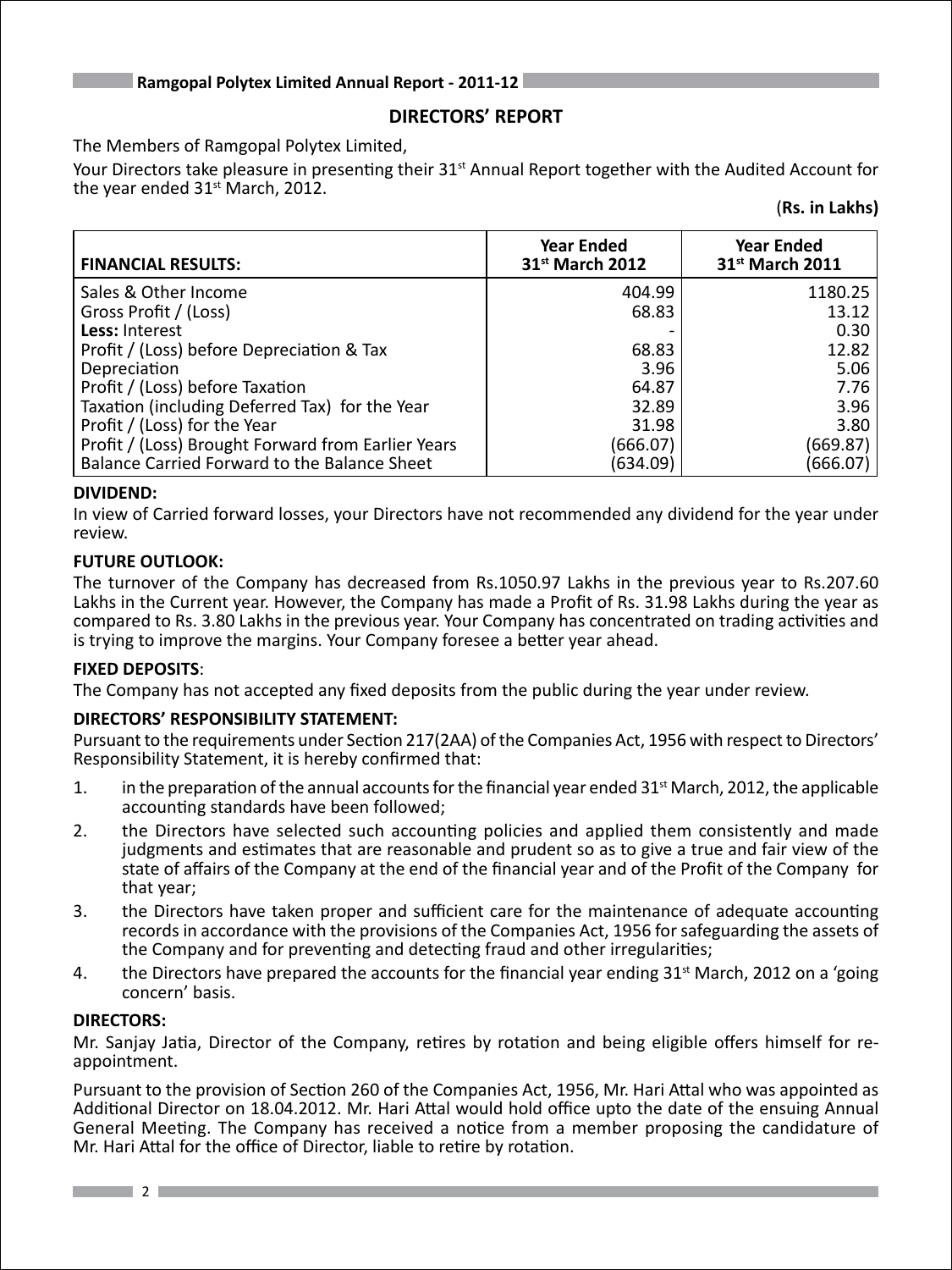## DIRECTORS' REPORT

The Members of Ramgopal Polytex Limited,

Your Directors take pleasure in presenting their 31st Annual Report together with the Audited Account for the year ended 31st March, 2012.

**(Rs. in Lakhs)**

| FINANCIAL RESULTS: | Year Ended 31st March 2012 | Year Ended 31st March 2011 |
|---|---|---|
| Sales & Other Income | 404.99 | 1180.25 |
| Gross Profit / (Loss) | 68.83 | 13.12 |
| **Less:** Interest | - | 0.30 |
| Profit / (Loss) before Depreciation & Tax | 68.83 | 12.82 |
| Depreciation | 3.96 | 5.06 |
| Profit / (Loss) before Taxation | 64.87 | 7.76 |
| Taxation (including Deferred Tax) for the Year | 32.89 | 3.96 |
| Profit / (Loss) for the Year | 31.98 | 3.80 |
| Profit / (Loss) Brought Forward from Earlier Years | (666.07) | (669.87) |
| Balance Carried Forward to the Balance Sheet | (634.09) | (666.07) |

### DIVIDEND:

In view of Carried forward losses, your Directors have not recommended any dividend for the year under review.

### FUTURE OUTLOOK:

The turnover of the Company has decreased from Rs.1050.97 Lakhs in the previous year to Rs.207.60 Lakhs in the Current year. However, the Company has made a Profit of Rs. 31.98 Lakhs during the year as compared to Rs. 3.80 Lakhs in the previous year. Your Company has concentrated on trading activities and is trying to improve the margins. Your Company foresee a better year ahead.

### FIXED DEPOSITS:

The Company has not accepted any fixed deposits from the public during the year under review.

### DIRECTORS' RESPONSIBILITY STATEMENT:

Pursuant to the requirements under Section 217(2AA) of the Companies Act, 1956 with respect to Directors' Responsibility Statement, it is hereby confirmed that:

1. in the preparation of the annual accounts for the financial year ended 31st March, 2012, the applicable accounting standards have been followed;
2. the Directors have selected such accounting policies and applied them consistently and made judgments and estimates that are reasonable and prudent so as to give a true and fair view of the state of affairs of the Company at the end of the financial year and of the Profit of the Company for that year;
3. the Directors have taken proper and sufficient care for the maintenance of adequate accounting records in accordance with the provisions of the Companies Act, 1956 for safeguarding the assets of the Company and for preventing and detecting fraud and other irregularities;
4. the Directors have prepared the accounts for the financial year ending 31st March, 2012 on a 'going concern' basis.

### DIRECTORS:

Mr. Sanjay Jatia, Director of the Company, retires by rotation and being eligible offers himself for re-appointment.

Pursuant to the provision of Section 260 of the Companies Act, 1956, Mr. Hari Attal who was appointed as Additional Director on 18.04.2012. Mr. Hari Attal would hold office upto the date of the ensuing Annual General Meeting. The Company has received a notice from a member proposing the candidature of Mr. Hari Attal for the office of Director, liable to retire by rotation.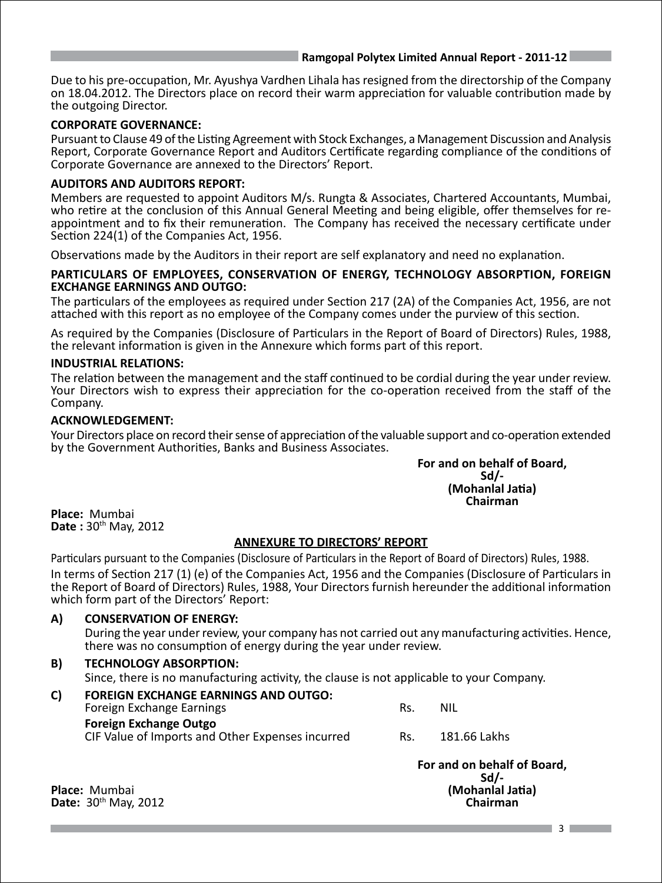Due to his pre-occupation, Mr. Ayushya Vardhen Lihala has resigned from the directorship of the Company on 18.04.2012. The Directors place on record their warm appreciation for valuable contribution made by the outgoing Director.

**CORPORATE GOVERNANCE:**

Pursuant to Clause 49 of the Listing Agreement with Stock Exchanges, a Management Discussion and Analysis Report, Corporate Governance Report and Auditors Certificate regarding compliance of the conditions of Corporate Governance are annexed to the Directors' Report.

**AUDITORS AND AUDITORS REPORT:**

Members are requested to appoint Auditors M/s. Rungta & Associates, Chartered Accountants, Mumbai, who retire at the conclusion of this Annual General Meeting and being eligible, offer themselves for re-appointment and to fix their remuneration. The Company has received the necessary certificate under Section 224(1) of the Companies Act, 1956.

Observations made by the Auditors in their report are self explanatory and need no explanation.

**PARTICULARS OF EMPLOYEES, CONSERVATION OF ENERGY, TECHNOLOGY ABSORPTION, FOREIGN EXCHANGE EARNINGS AND OUTGO:**

The particulars of the employees as required under Section 217 (2A) of the Companies Act, 1956, are not attached with this report as no employee of the Company comes under the purview of this section.

As required by the Companies (Disclosure of Particulars in the Report of Board of Directors) Rules, 1988, the relevant information is given in the Annexure which forms part of this report.

**INDUSTRIAL RELATIONS:**

The relation between the management and the staff continued to be cordial during the year under review. Your Directors wish to express their appreciation for the co-operation received from the staff of the Company.

**ACKNOWLEDGEMENT:**

Your Directors place on record their sense of appreciation of the valuable support and co-operation extended by the Government Authorities, Banks and Business Associates.

**For and on behalf of Board,**
**Sd/-**
**(Mohanlal Jatia)**
**Chairman**

**Place:** Mumbai
**Date :** 30th May, 2012

## ANNEXURE TO DIRECTORS' REPORT

Particulars pursuant to the Companies (Disclosure of Particulars in the Report of Board of Directors) Rules, 1988.

In terms of Section 217 (1) (e) of the Companies Act, 1956 and the Companies (Disclosure of Particulars in the Report of Board of Directors) Rules, 1988, Your Directors furnish hereunder the additional information which form part of the Directors' Report:

**A) CONSERVATION OF ENERGY:**

During the year under review, your company has not carried out any manufacturing activities. Hence, there was no consumption of energy during the year under review.

**B) TECHNOLOGY ABSORPTION:**

Since, there is no manufacturing activity, the clause is not applicable to your Company.

**C) FOREIGN EXCHANGE EARNINGS AND OUTGO:**

| | | |
|---|---|---|
| Foreign Exchange Earnings | Rs. | NIL |
| **Foreign Exchange Outgo** | | |
| CIF Value of Imports and Other Expenses incurred | Rs. | 181.66 Lakhs |

**For and on behalf of Board,**
**Sd/-**
**(Mohanlal Jatia)**
**Chairman**

**Place:** Mumbai
**Date:** 30th May, 2012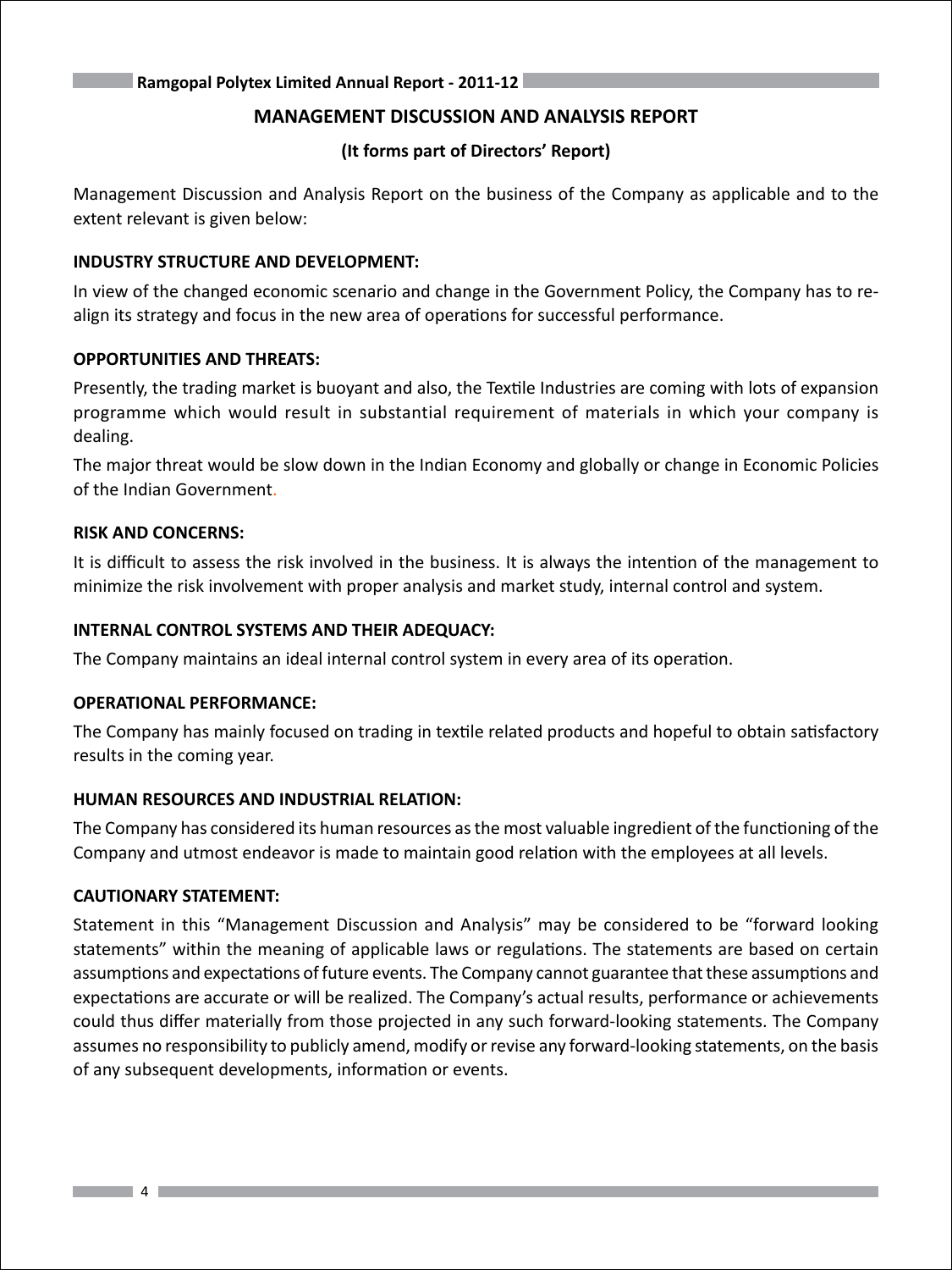# MANAGEMENT DISCUSSION AND ANALYSIS REPORT

**(It forms part of Directors' Report)**

Management Discussion and Analysis Report on the business of the Company as applicable and to the extent relevant is given below:

## INDUSTRY STRUCTURE AND DEVELOPMENT:

In view of the changed economic scenario and change in the Government Policy, the Company has to re-align its strategy and focus in the new area of operations for successful performance.

## OPPORTUNITIES AND THREATS:

Presently, the trading market is buoyant and also, the Textile Industries are coming with lots of expansion programme which would result in substantial requirement of materials in which your company is dealing.

The major threat would be slow down in the Indian Economy and globally or change in Economic Policies of the Indian Government.

## RISK AND CONCERNS:

It is difficult to assess the risk involved in the business. It is always the intention of the management to minimize the risk involvement with proper analysis and market study, internal control and system.

## INTERNAL CONTROL SYSTEMS AND THEIR ADEQUACY:

The Company maintains an ideal internal control system in every area of its operation.

## OPERATIONAL PERFORMANCE:

The Company has mainly focused on trading in textile related products and hopeful to obtain satisfactory results in the coming year.

## HUMAN RESOURCES AND INDUSTRIAL RELATION:

The Company has considered its human resources as the most valuable ingredient of the functioning of the Company and utmost endeavor is made to maintain good relation with the employees at all levels.

## CAUTIONARY STATEMENT:

Statement in this "Management Discussion and Analysis" may be considered to be "forward looking statements" within the meaning of applicable laws or regulations. The statements are based on certain assumptions and expectations of future events. The Company cannot guarantee that these assumptions and expectations are accurate or will be realized. The Company's actual results, performance or achievements could thus differ materially from those projected in any such forward-looking statements. The Company assumes no responsibility to publicly amend, modify or revise any forward-looking statements, on the basis of any subsequent developments, information or events.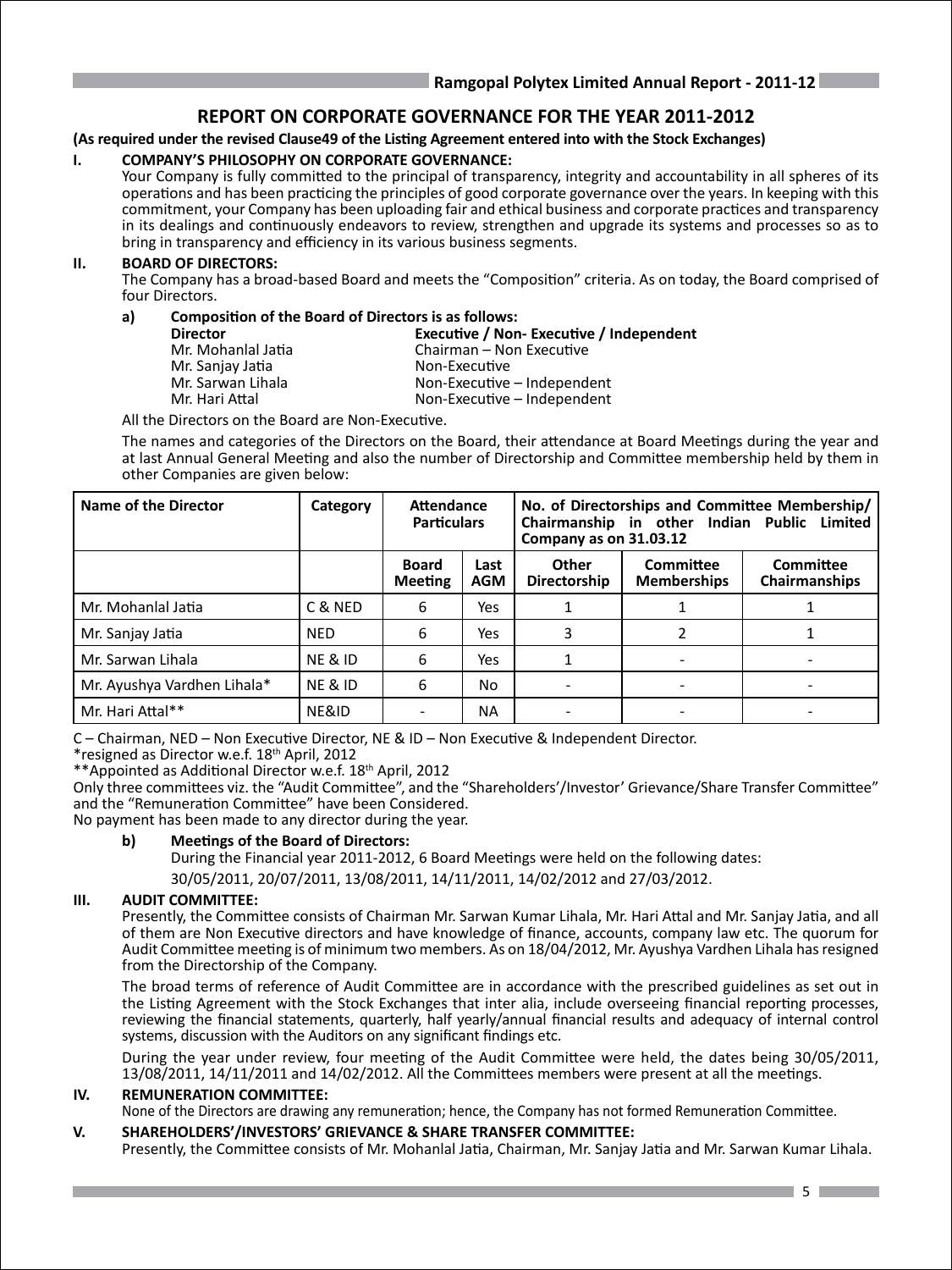# REPORT ON CORPORATE GOVERNANCE FOR THE YEAR 2011-2012

**(As required under the revised Clause49 of the Listing Agreement entered into with the Stock Exchanges)**

## I. COMPANY'S PHILOSOPHY ON CORPORATE GOVERNANCE:

Your Company is fully committed to the principal of transparency, integrity and accountability in all spheres of its operations and has been practicing the principles of good corporate governance over the years. In keeping with this commitment, your Company has been uploading fair and ethical business and corporate practices and transparency in its dealings and continuously endeavors to review, strengthen and upgrade its systems and processes so as to bring in transparency and efficiency in its various business segments.

## II. BOARD OF DIRECTORS:

The Company has a broad-based Board and meets the "Composition" criteria. As on today, the Board comprised of four Directors.

**a) Composition of the Board of Directors is as follows:**

| **Director** | **Executive / Non- Executive / Independent** |
|---|---|
| Mr. Mohanlal Jatia | Chairman – Non Executive |
| Mr. Sanjay Jatia | Non-Executive |
| Mr. Sarwan Lihala | Non-Executive – Independent |
| Mr. Hari Attal | Non-Executive – Independent |

All the Directors on the Board are Non-Executive.

The names and categories of the Directors on the Board, their attendance at Board Meetings during the year and at last Annual General Meeting and also the number of Directorship and Committee membership held by them in other Companies are given below:

| Name of the Director | Category | Attendance Particulars | | No. of Directorships and Committee Membership/ Chairmanship in other Indian Public Limited Company as on 31.03.12 | | |
|---|---|---|---|---|---|---|
| | | Board Meeting | Last AGM | Other Directorship | Committee Memberships | Committee Chairmanships |
| Mr. Mohanlal Jatia | C & NED | 6 | Yes | 1 | 1 | 1 |
| Mr. Sanjay Jatia | NED | 6 | Yes | 3 | 2 | 1 |
| Mr. Sarwan Lihala | NE & ID | 6 | Yes | 1 | - | - |
| Mr. Ayushya Vardhen Lihala* | NE & ID | 6 | No | - | - | - |
| Mr. Hari Attal** | NE&ID | - | NA | - | - | - |

C – Chairman, NED – Non Executive Director, NE & ID – Non Executive & Independent Director.

*resigned as Director w.e.f. 18th April, 2012

**Appointed as Additional Director w.e.f. 18th April, 2012

Only three committees viz. the "Audit Committee", and the "Shareholders'/Investor' Grievance/Share Transfer Committee" and the "Remuneration Committee" have been Considered.

No payment has been made to any director during the year.

**b) Meetings of the Board of Directors:**

During the Financial year 2011-2012, 6 Board Meetings were held on the following dates:

30/05/2011, 20/07/2011, 13/08/2011, 14/11/2011, 14/02/2012 and 27/03/2012.

## III. AUDIT COMMITTEE:

Presently, the Committee consists of Chairman Mr. Sarwan Kumar Lihala, Mr. Hari Attal and Mr. Sanjay Jatia, and all of them are Non Executive directors and have knowledge of finance, accounts, company law etc. The quorum for Audit Committee meeting is of minimum two members. As on 18/04/2012, Mr. Ayushya Vardhen Lihala has resigned from the Directorship of the Company.

The broad terms of reference of Audit Committee are in accordance with the prescribed guidelines as set out in the Listing Agreement with the Stock Exchanges that inter alia, include overseeing financial reporting processes, reviewing the financial statements, quarterly, half yearly/annual financial results and adequacy of internal control systems, discussion with the Auditors on any significant findings etc.

During the year under review, four meeting of the Audit Committee were held, the dates being 30/05/2011, 13/08/2011, 14/11/2011 and 14/02/2012. All the Committees members were present at all the meetings.

## IV. REMUNERATION COMMITTEE:

None of the Directors are drawing any remuneration; hence, the Company has not formed Remuneration Committee.

## V. SHAREHOLDERS'/INVESTORS' GRIEVANCE & SHARE TRANSFER COMMITTEE:

Presently, the Committee consists of Mr. Mohanlal Jatia, Chairman, Mr. Sanjay Jatia and Mr. Sarwan Kumar Lihala.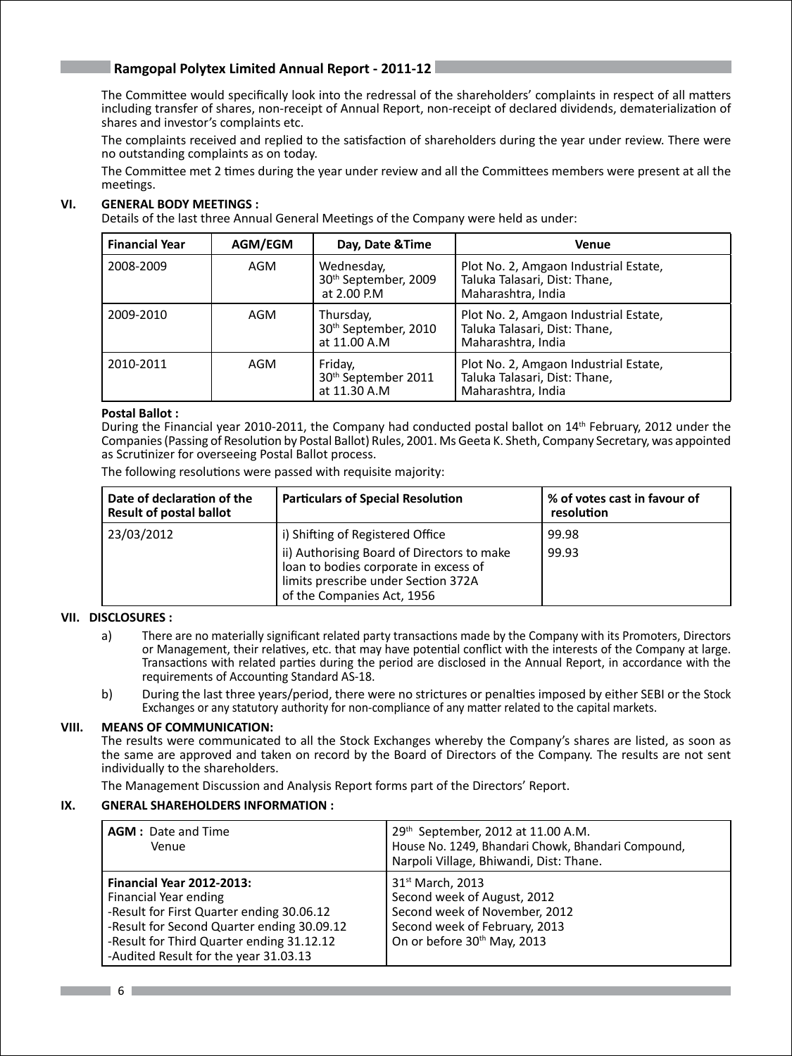The Committee would specifically look into the redressal of the shareholders' complaints in respect of all matters including transfer of shares, non-receipt of Annual Report, non-receipt of declared dividends, dematerialization of shares and investor's complaints etc.

The complaints received and replied to the satisfaction of shareholders during the year under review. There were no outstanding complaints as on today.

The Committee met 2 times during the year under review and all the Committees members were present at all the meetings.

## VI. GENERAL BODY MEETINGS :

Details of the last three Annual General Meetings of the Company were held as under:

| Financial Year | AGM/EGM | Day, Date &Time | Venue |
|---|---|---|---|
| 2008-2009 | AGM | Wednesday, 30th September, 2009 at 2.00 P.M | Plot No. 2, Amgaon Industrial Estate, Taluka Talasari, Dist: Thane, Maharashtra, India |
| 2009-2010 | AGM | Thursday, 30th September, 2010 at 11.00 A.M | Plot No. 2, Amgaon Industrial Estate, Taluka Talasari, Dist: Thane, Maharashtra, India |
| 2010-2011 | AGM | Friday, 30th September 2011 at 11.30 A.M | Plot No. 2, Amgaon Industrial Estate, Taluka Talasari, Dist: Thane, Maharashtra, India |

**Postal Ballot :**

During the Financial year 2010-2011, the Company had conducted postal ballot on 14th February, 2012 under the Companies (Passing of Resolution by Postal Ballot) Rules, 2001. Ms Geeta K. Sheth, Company Secretary, was appointed as Scrutinizer for overseeing Postal Ballot process.

The following resolutions were passed with requisite majority:

| Date of declaration of the Result of postal ballot | Particulars of Special Resolution | % of votes cast in favour of resolution |
|---|---|---|
| 23/03/2012 | i) Shifting of Registered Office | 99.98 |
| | ii) Authorising Board of Directors to make loan to bodies corporate in excess of limits prescribe under Section 372A of the Companies Act, 1956 | 99.93 |

## VII. DISCLOSURES :

a) There are no materially significant related party transactions made by the Company with its Promoters, Directors or Management, their relatives, etc. that may have potential conflict with the interests of the Company at large. Transactions with related parties during the period are disclosed in the Annual Report, in accordance with the requirements of Accounting Standard AS-18.

b) During the last three years/period, there were no strictures or penalties imposed by either SEBI or the Stock Exchanges or any statutory authority for non-compliance of any matter related to the capital markets.

## VIII. MEANS OF COMMUNICATION:

The results were communicated to all the Stock Exchanges whereby the Company's shares are listed, as soon as the same are approved and taken on record by the Board of Directors of the Company. The results are not sent individually to the shareholders.

The Management Discussion and Analysis Report forms part of the Directors' Report.

## IX. GNERAL SHAREHOLDERS INFORMATION :

| | |
|---|---|
| **AGM :** Date and Time<br>Venue | 29th September, 2012 at 11.00 A.M.<br>House No. 1249, Bhandari Chowk, Bhandari Compound, Narpoli Village, Bhiwandi, Dist: Thane. |
| **Financial Year 2012-2013:**<br>Financial Year ending<br>-Result for First Quarter ending 30.06.12<br>-Result for Second Quarter ending 30.09.12<br>-Result for Third Quarter ending 31.12.12<br>-Audited Result for the year 31.03.13 | 31st March, 2013<br>Second week of August, 2012<br>Second week of November, 2012<br>Second week of February, 2013<br>On or before 30th May, 2013 |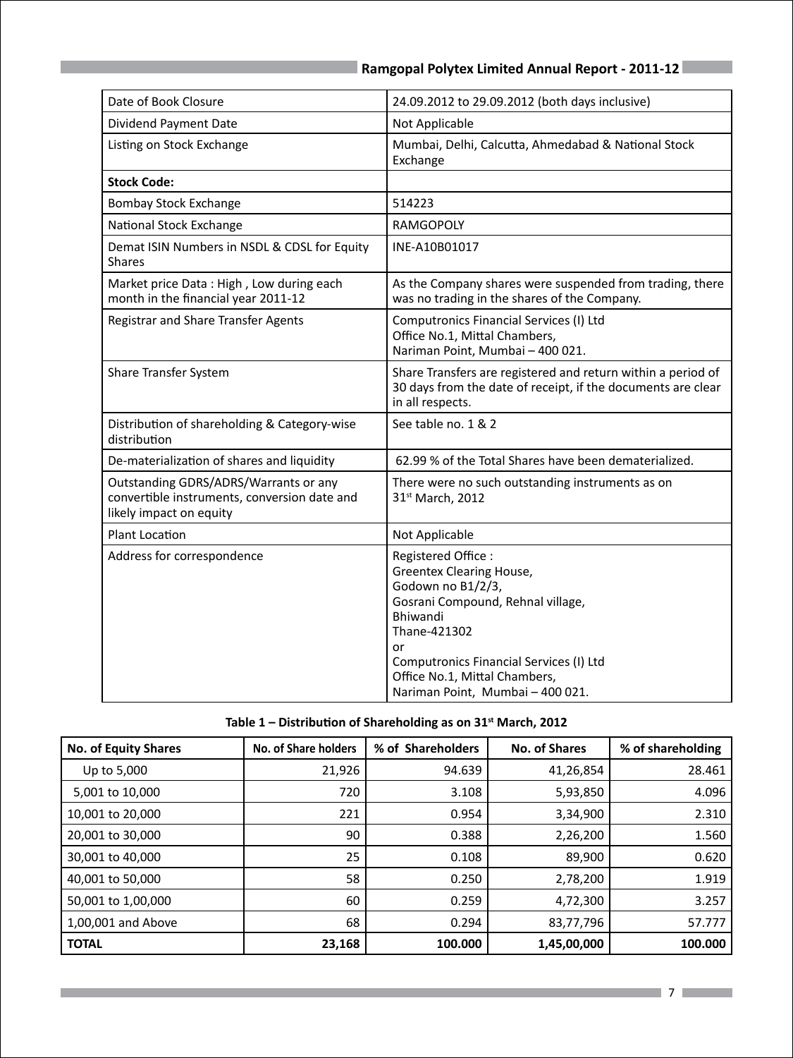| | |
|---|---|
| Date of Book Closure | 24.09.2012 to 29.09.2012 (both days inclusive) |
| Dividend Payment Date | Not Applicable |
| Listing on Stock Exchange | Mumbai, Delhi, Calcutta, Ahmedabad & National Stock Exchange |
| **Stock Code:** | |
| Bombay Stock Exchange | 514223 |
| National Stock Exchange | RAMGOPOLY |
| Demat ISIN Numbers in NSDL & CDSL for Equity Shares | INE-A10B01017 |
| Market price Data : High , Low during each month in the financial year 2011-12 | As the Company shares were suspended from trading, there was no trading in the shares of the Company. |
| Registrar and Share Transfer Agents | Computronics Financial Services (I) Ltd<br>Office No.1, Mittal Chambers,<br>Nariman Point, Mumbai – 400 021. |
| Share Transfer System | Share Transfers are registered and return within a period of 30 days from the date of receipt, if the documents are clear in all respects. |
| Distribution of shareholding & Category-wise distribution | See table no. 1 & 2 |
| De-materialization of shares and liquidity | 62.99 % of the Total Shares have been dematerialized. |
| Outstanding GDRS/ADRS/Warrants or any convertible instruments, conversion date and likely impact on equity | There were no such outstanding instruments as on 31st March, 2012 |
| Plant Location | Not Applicable |
| Address for correspondence | Registered Office :<br>Greentex Clearing House,<br>Godown no B1/2/3,<br>Gosrani Compound, Rehnal village,<br>Bhiwandi<br>Thane-421302<br>or<br>Computronics Financial Services (I) Ltd<br>Office No.1, Mittal Chambers,<br>Nariman Point, Mumbai – 400 021. |

**Table 1 – Distribution of Shareholding as on 31st March, 2012**

| No. of Equity Shares | No. of Share holders | % of Shareholders | No. of Shares | % of shareholding |
|---|---|---|---|---|
| Up to 5,000 | 21,926 | 94.639 | 41,26,854 | 28.461 |
| 5,001 to 10,000 | 720 | 3.108 | 5,93,850 | 4.096 |
| 10,001 to 20,000 | 221 | 0.954 | 3,34,900 | 2.310 |
| 20,001 to 30,000 | 90 | 0.388 | 2,26,200 | 1.560 |
| 30,001 to 40,000 | 25 | 0.108 | 89,900 | 0.620 |
| 40,001 to 50,000 | 58 | 0.250 | 2,78,200 | 1.919 |
| 50,001 to 1,00,000 | 60 | 0.259 | 4,72,300 | 3.257 |
| 1,00,001 and Above | 68 | 0.294 | 83,77,796 | 57.777 |
| **TOTAL** | **23,168** | **100.000** | **1,45,00,000** | **100.000** |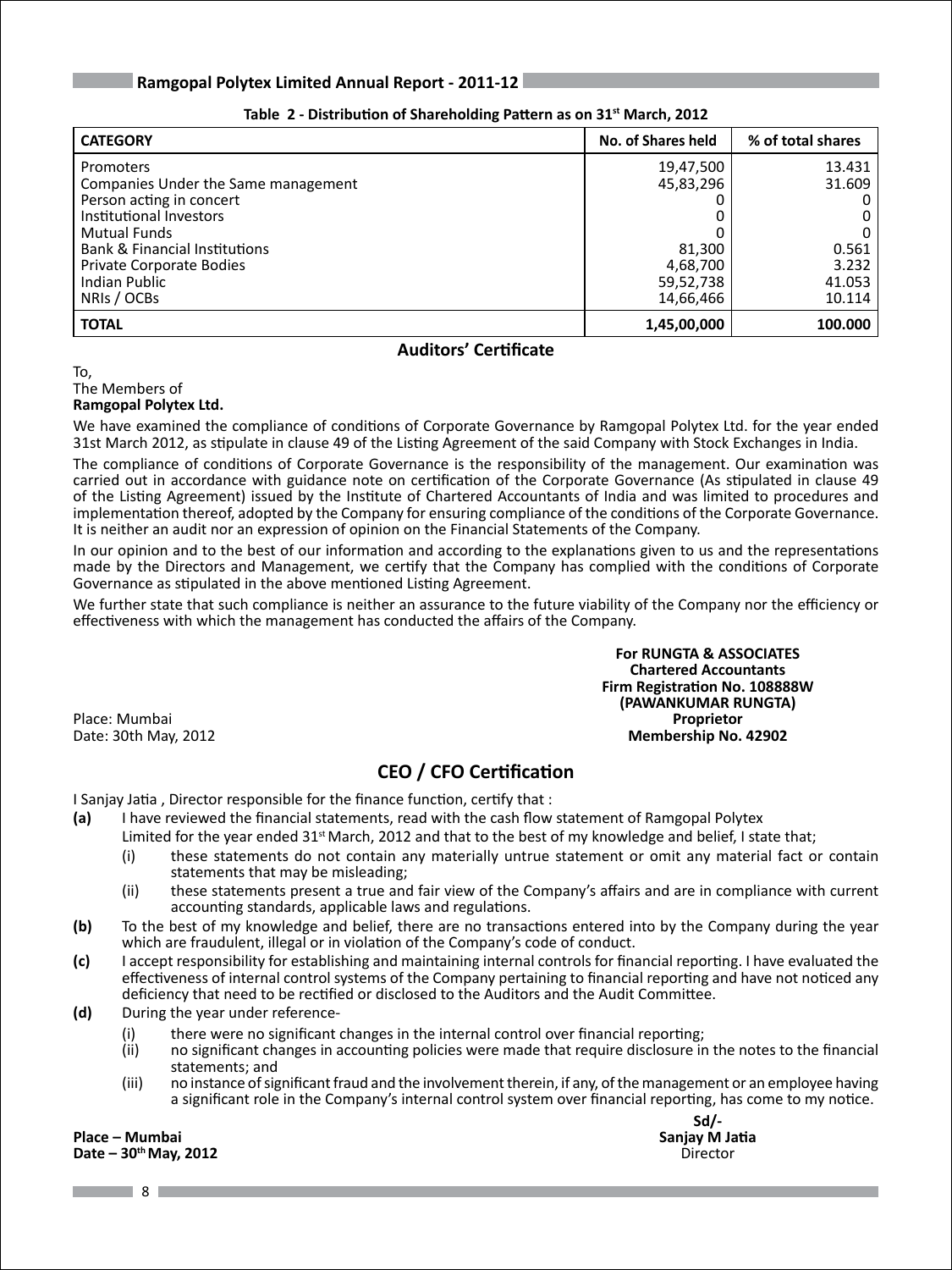**Table 2 - Distribution of Shareholding Pattern as on 31st March, 2012**

| CATEGORY | No. of Shares held | % of total shares |
|---|---|---|
| Promoters | 19,47,500 | 13.431 |
| Companies Under the Same management | 45,83,296 | 31.609 |
| Person acting in concert | 0 | 0 |
| Institutional Investors | 0 | 0 |
| Mutual Funds | 0 | 0 |
| Bank & Financial Institutions | 81,300 | 0.561 |
| Private Corporate Bodies | 4,68,700 | 3.232 |
| Indian Public | 59,52,738 | 41.053 |
| NRIs / OCBs | 14,66,466 | 10.114 |
| **TOTAL** | **1,45,00,000** | **100.000** |

## Auditors' Certificate

To,
The Members of
**Ramgopal Polytex Ltd.**

We have examined the compliance of conditions of Corporate Governance by Ramgopal Polytex Ltd. for the year ended 31st March 2012, as stipulate in clause 49 of the Listing Agreement of the said Company with Stock Exchanges in India.

The compliance of conditions of Corporate Governance is the responsibility of the management. Our examination was carried out in accordance with guidance note on certification of the Corporate Governance (As stipulated in clause 49 of the Listing Agreement) issued by the Institute of Chartered Accountants of India and was limited to procedures and implementation thereof, adopted by the Company for ensuring compliance of the conditions of the Corporate Governance. It is neither an audit nor an expression of opinion on the Financial Statements of the Company.

In our opinion and to the best of our information and according to the explanations given to us and the representations made by the Directors and Management, we certify that the Company has complied with the conditions of Corporate Governance as stipulated in the above mentioned Listing Agreement.

We further state that such compliance is neither an assurance to the future viability of the Company nor the efficiency or effectiveness with which the management has conducted the affairs of the Company.

**For RUNGTA & ASSOCIATES**
**Chartered Accountants**
**Firm Registration No. 108888W**
**(PAWANKUMAR RUNGTA)**
**Proprietor**
**Membership No. 42902**

Place: Mumbai
Date: 30th May, 2012

## CEO / CFO Certification

I Sanjay Jatia , Director responsible for the finance function, certify that :

**(a)** I have reviewed the financial statements, read with the cash flow statement of Ramgopal Polytex Limited for the year ended 31st March, 2012 and that to the best of my knowledge and belief, I state that;

- (i) these statements do not contain any materially untrue statement or omit any material fact or contain statements that may be misleading;
- (ii) these statements present a true and fair view of the Company's affairs and are in compliance with current accounting standards, applicable laws and regulations.

**(b)** To the best of my knowledge and belief, there are no transactions entered into by the Company during the year which are fraudulent, illegal or in violation of the Company's code of conduct.

**(c)** I accept responsibility for establishing and maintaining internal controls for financial reporting. I have evaluated the effectiveness of internal control systems of the Company pertaining to financial reporting and have not noticed any deficiency that need to be rectified or disclosed to the Auditors and the Audit Committee.

**(d)** During the year under reference-

- (i) there were no significant changes in the internal control over financial reporting;
- (ii) no significant changes in accounting policies were made that require disclosure in the notes to the financial statements; and
- (iii) no instance of significant fraud and the involvement therein, if any, of the management or an employee having a significant role in the Company's internal control system over financial reporting, has come to my notice.

**Sd/-**
**Sanjay M Jatia**
Director

**Place – Mumbai**
**Date – 30th May, 2012**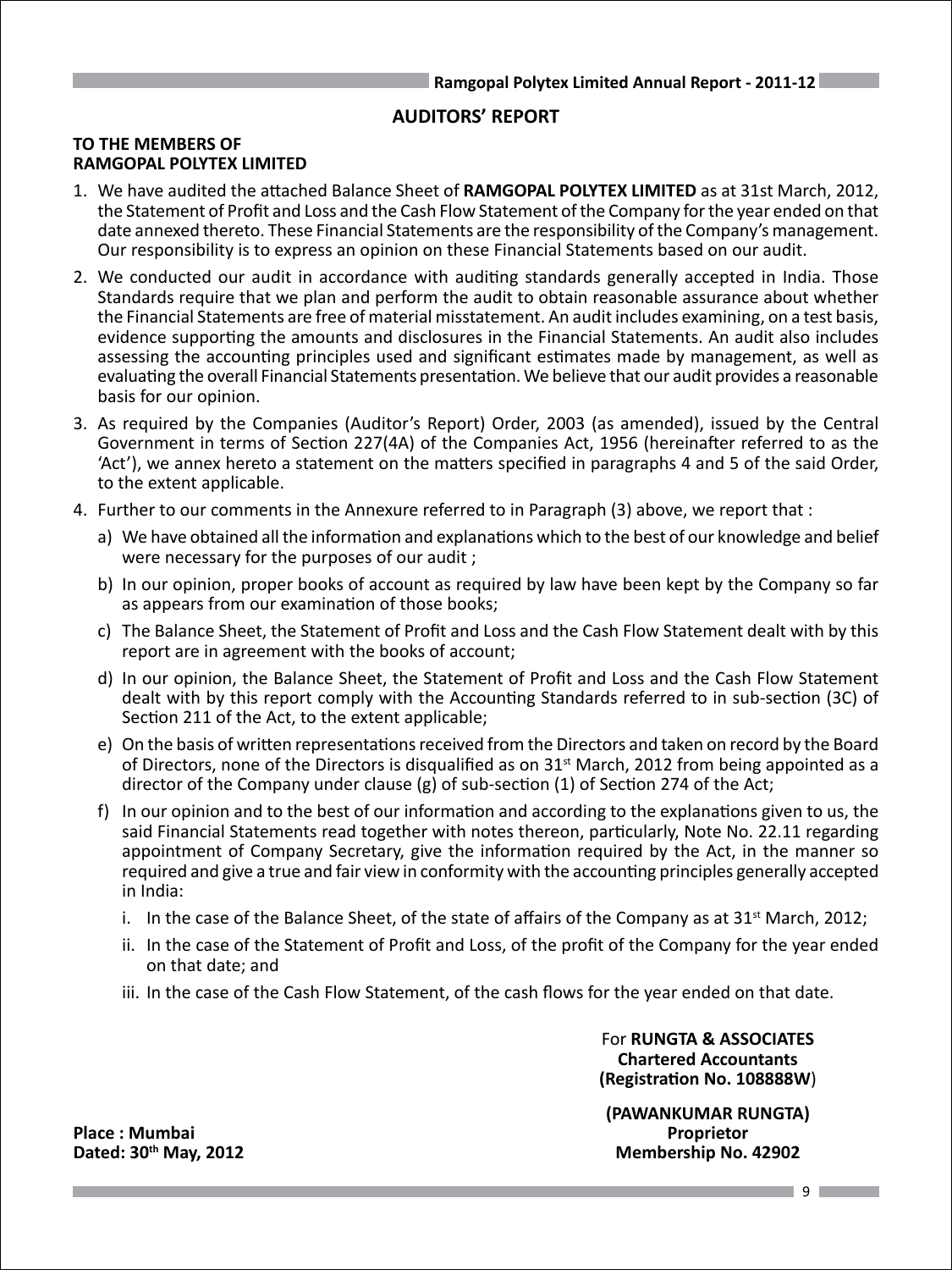## AUDITORS' REPORT

**TO THE MEMBERS OF**
**RAMGOPAL POLYTEX LIMITED**

1. We have audited the attached Balance Sheet of **RAMGOPAL POLYTEX LIMITED** as at 31st March, 2012, the Statement of Profit and Loss and the Cash Flow Statement of the Company for the year ended on that date annexed thereto. These Financial Statements are the responsibility of the Company's management. Our responsibility is to express an opinion on these Financial Statements based on our audit.

2. We conducted our audit in accordance with auditing standards generally accepted in India. Those Standards require that we plan and perform the audit to obtain reasonable assurance about whether the Financial Statements are free of material misstatement. An audit includes examining, on a test basis, evidence supporting the amounts and disclosures in the Financial Statements. An audit also includes assessing the accounting principles used and significant estimates made by management, as well as evaluating the overall Financial Statements presentation. We believe that our audit provides a reasonable basis for our opinion.

3. As required by the Companies (Auditor's Report) Order, 2003 (as amended), issued by the Central Government in terms of Section 227(4A) of the Companies Act, 1956 (hereinafter referred to as the 'Act'), we annex hereto a statement on the matters specified in paragraphs 4 and 5 of the said Order, to the extent applicable.

4. Further to our comments in the Annexure referred to in Paragraph (3) above, we report that :

   a) We have obtained all the information and explanations which to the best of our knowledge and belief were necessary for the purposes of our audit ;

   b) In our opinion, proper books of account as required by law have been kept by the Company so far as appears from our examination of those books;

   c) The Balance Sheet, the Statement of Profit and Loss and the Cash Flow Statement dealt with by this report are in agreement with the books of account;

   d) In our opinion, the Balance Sheet, the Statement of Profit and Loss and the Cash Flow Statement dealt with by this report comply with the Accounting Standards referred to in sub-section (3C) of Section 211 of the Act, to the extent applicable;

   e) On the basis of written representations received from the Directors and taken on record by the Board of Directors, none of the Directors is disqualified as on 31st March, 2012 from being appointed as a director of the Company under clause (g) of sub-section (1) of Section 274 of the Act;

   f) In our opinion and to the best of our information and according to the explanations given to us, the said Financial Statements read together with notes thereon, particularly, Note No. 22.11 regarding appointment of Company Secretary, give the information required by the Act, in the manner so required and give a true and fair view in conformity with the accounting principles generally accepted in India:

      i. In the case of the Balance Sheet, of the state of affairs of the Company as at 31st March, 2012;

      ii. In the case of the Statement of Profit and Loss, of the profit of the Company for the year ended on that date; and

      iii. In the case of the Cash Flow Statement, of the cash flows for the year ended on that date.

For **RUNGTA & ASSOCIATES**
**Chartered Accountants**
**(Registration No. 108888W)**

**(PAWANKUMAR RUNGTA)**
**Proprietor**
**Membership No. 42902**

**Place : Mumbai**
**Dated: 30th May, 2012**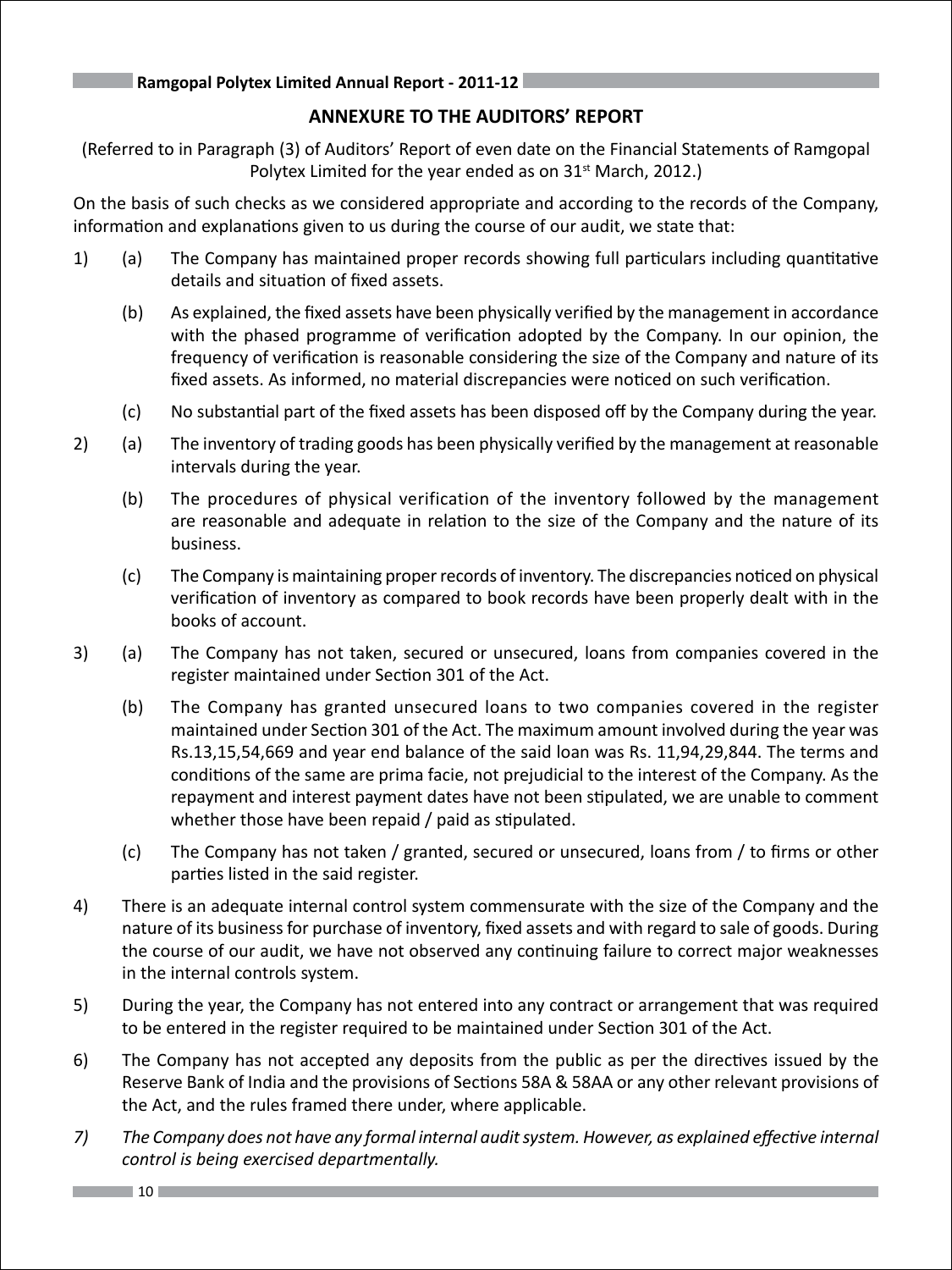## ANNEXURE TO THE AUDITORS' REPORT

(Referred to in Paragraph (3) of Auditors' Report of even date on the Financial Statements of Ramgopal Polytex Limited for the year ended as on 31st March, 2012.)

On the basis of such checks as we considered appropriate and according to the records of the Company, information and explanations given to us during the course of our audit, we state that:

1) (a) The Company has maintained proper records showing full particulars including quantitative details and situation of fixed assets.

   (b) As explained, the fixed assets have been physically verified by the management in accordance with the phased programme of verification adopted by the Company. In our opinion, the frequency of verification is reasonable considering the size of the Company and nature of its fixed assets. As informed, no material discrepancies were noticed on such verification.

   (c) No substantial part of the fixed assets has been disposed off by the Company during the year.

2) (a) The inventory of trading goods has been physically verified by the management at reasonable intervals during the year.

   (b) The procedures of physical verification of the inventory followed by the management are reasonable and adequate in relation to the size of the Company and the nature of its business.

   (c) The Company is maintaining proper records of inventory. The discrepancies noticed on physical verification of inventory as compared to book records have been properly dealt with in the books of account.

3) (a) The Company has not taken, secured or unsecured, loans from companies covered in the register maintained under Section 301 of the Act.

   (b) The Company has granted unsecured loans to two companies covered in the register maintained under Section 301 of the Act. The maximum amount involved during the year was Rs.13,15,54,669 and year end balance of the said loan was Rs. 11,94,29,844. The terms and conditions of the same are prima facie, not prejudicial to the interest of the Company. As the repayment and interest payment dates have not been stipulated, we are unable to comment whether those have been repaid / paid as stipulated.

   (c) The Company has not taken / granted, secured or unsecured, loans from / to firms or other parties listed in the said register.

4) There is an adequate internal control system commensurate with the size of the Company and the nature of its business for purchase of inventory, fixed assets and with regard to sale of goods. During the course of our audit, we have not observed any continuing failure to correct major weaknesses in the internal controls system.

5) During the year, the Company has not entered into any contract or arrangement that was required to be entered in the register required to be maintained under Section 301 of the Act.

6) The Company has not accepted any deposits from the public as per the directives issued by the Reserve Bank of India and the provisions of Sections 58A & 58AA or any other relevant provisions of the Act, and the rules framed there under, where applicable.

*7) The Company does not have any formal internal audit system. However, as explained effective internal control is being exercised departmentally.*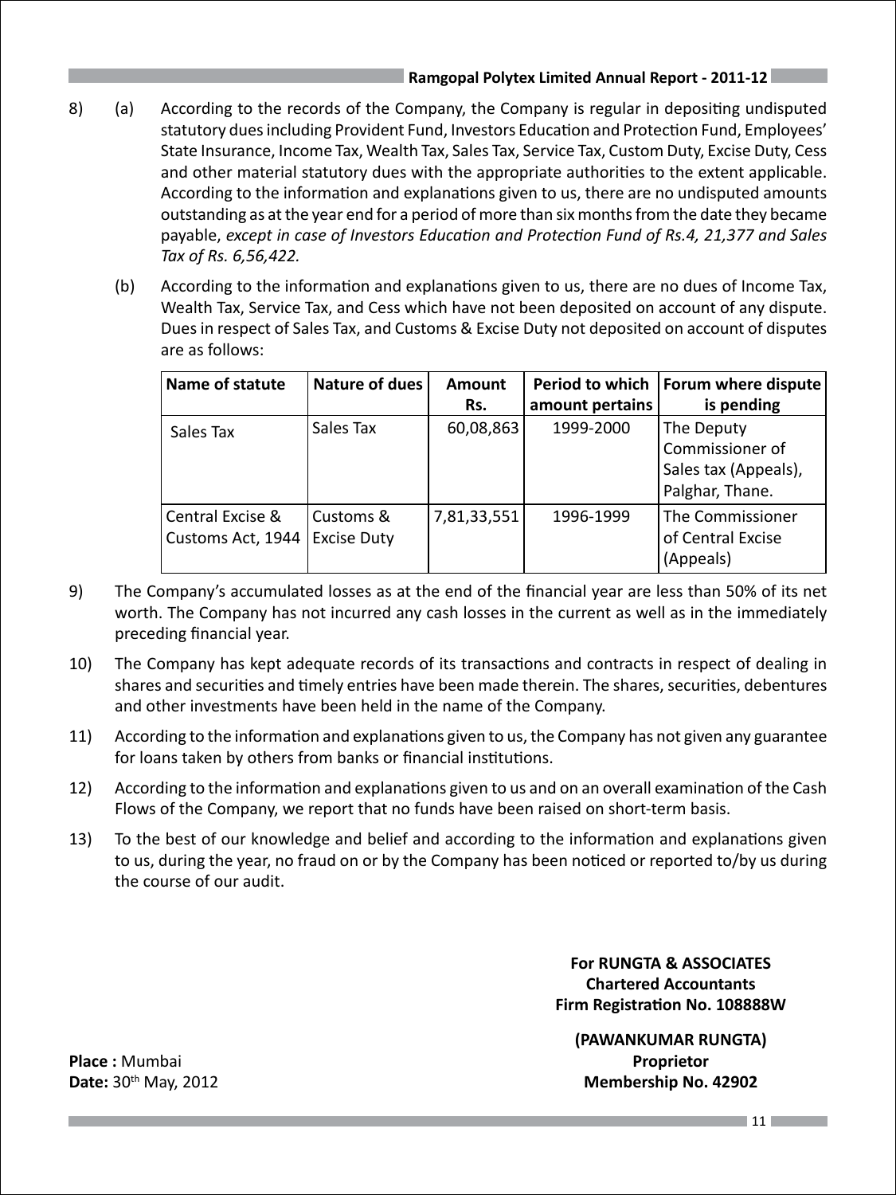8) (a) According to the records of the Company, the Company is regular in depositing undisputed statutory dues including Provident Fund, Investors Education and Protection Fund, Employees' State Insurance, Income Tax, Wealth Tax, Sales Tax, Service Tax, Custom Duty, Excise Duty, Cess and other material statutory dues with the appropriate authorities to the extent applicable. According to the information and explanations given to us, there are no undisputed amounts outstanding as at the year end for a period of more than six months from the date they became payable, *except in case of Investors Education and Protection Fund of Rs.4, 21,377 and Sales Tax of Rs. 6,56,422.*

(b) According to the information and explanations given to us, there are no dues of Income Tax, Wealth Tax, Service Tax, and Cess which have not been deposited on account of any dispute. Dues in respect of Sales Tax, and Customs & Excise Duty not deposited on account of disputes are as follows:

| Name of statute | Nature of dues | Amount Rs. | Period to which amount pertains | Forum where dispute is pending |
|---|---|---|---|---|
| Sales Tax | Sales Tax | 60,08,863 | 1999-2000 | The Deputy Commissioner of Sales tax (Appeals), Palghar, Thane. |
| Central Excise & Customs Act, 1944 | Customs & Excise Duty | 7,81,33,551 | 1996-1999 | The Commissioner of Central Excise (Appeals) |

9) The Company's accumulated losses as at the end of the financial year are less than 50% of its net worth. The Company has not incurred any cash losses in the current as well as in the immediately preceding financial year.

10) The Company has kept adequate records of its transactions and contracts in respect of dealing in shares and securities and timely entries have been made therein. The shares, securities, debentures and other investments have been held in the name of the Company.

11) According to the information and explanations given to us, the Company has not given any guarantee for loans taken by others from banks or financial institutions.

12) According to the information and explanations given to us and on an overall examination of the Cash Flows of the Company, we report that no funds have been raised on short-term basis.

13) To the best of our knowledge and belief and according to the information and explanations given to us, during the year, no fraud on or by the Company has been noticed or reported to/by us during the course of our audit.

**For RUNGTA & ASSOCIATES**
**Chartered Accountants**
**Firm Registration No. 108888W**

**(PAWANKUMAR RUNGTA)**
**Proprietor**
**Membership No. 42902**

**Place :** Mumbai
**Date:** 30th May, 2012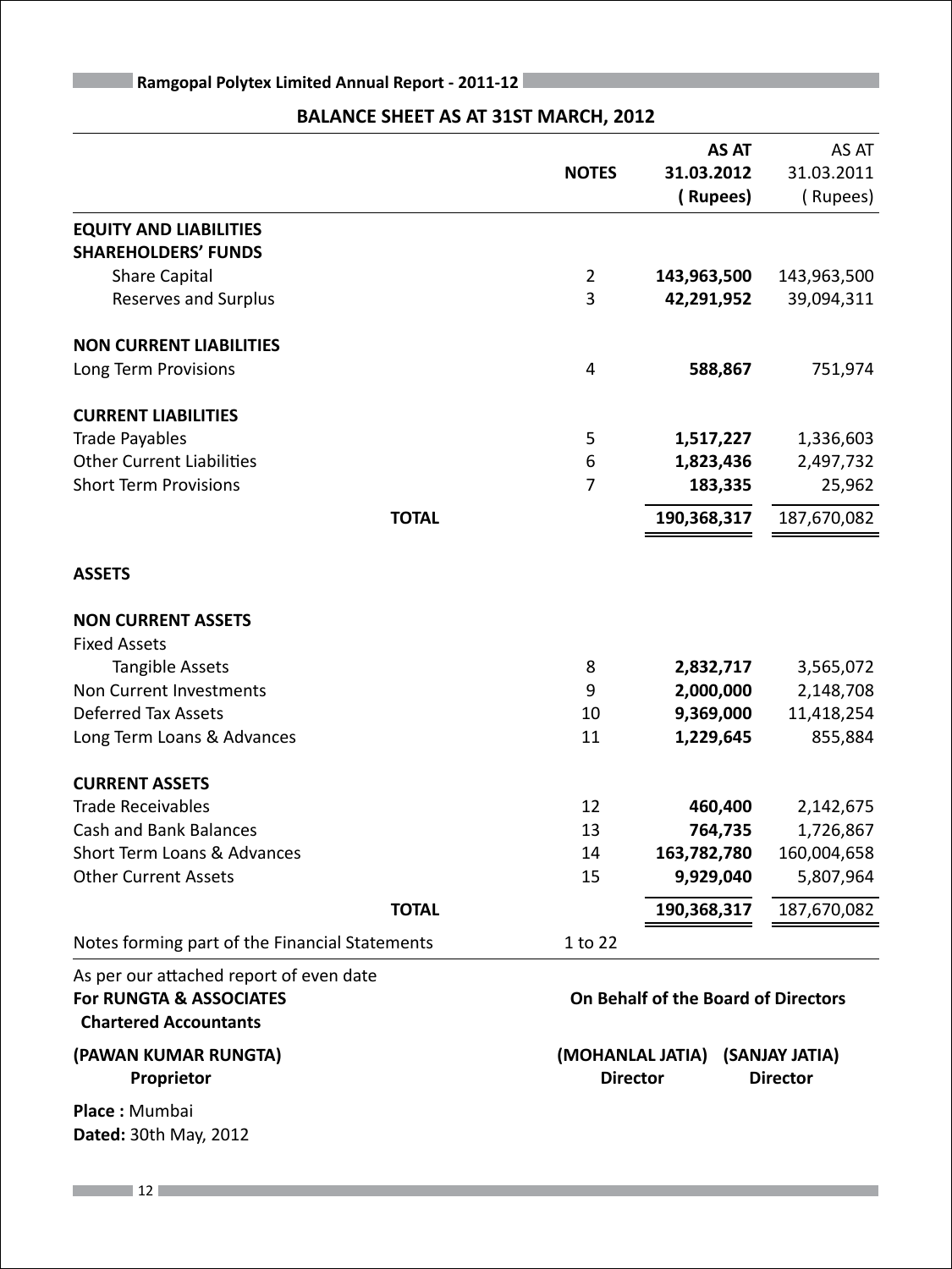## BALANCE SHEET AS AT 31ST MARCH, 2012

| | NOTES | AS AT 31.03.2012 (Rupees) | AS AT 31.03.2011 (Rupees) |
|---|---|---|---|
| **EQUITY AND LIABILITIES** | | | |
| **SHAREHOLDERS' FUNDS** | | | |
| Share Capital | 2 | **143,963,500** | 143,963,500 |
| Reserves and Surplus | 3 | **42,291,952** | 39,094,311 |
| **NON CURRENT LIABILITIES** | | | |
| Long Term Provisions | 4 | **588,867** | 751,974 |
| **CURRENT LIABILITIES** | | | |
| Trade Payables | 5 | **1,517,227** | 1,336,603 |
| Other Current Liabilities | 6 | **1,823,436** | 2,497,732 |
| Short Term Provisions | 7 | **183,335** | 25,962 |
| **TOTAL** | | **190,368,317** | 187,670,082 |
| **ASSETS** | | | |
| **NON CURRENT ASSETS** | | | |
| Fixed Assets | | | |
| Tangible Assets | 8 | **2,832,717** | 3,565,072 |
| Non Current Investments | 9 | **2,000,000** | 2,148,708 |
| Deferred Tax Assets | 10 | **9,369,000** | 11,418,254 |
| Long Term Loans & Advances | 11 | **1,229,645** | 855,884 |
| **CURRENT ASSETS** | | | |
| Trade Receivables | 12 | **460,400** | 2,142,675 |
| Cash and Bank Balances | 13 | **764,735** | 1,726,867 |
| Short Term Loans & Advances | 14 | **163,782,780** | 160,004,658 |
| Other Current Assets | 15 | **9,929,040** | 5,807,964 |
| **TOTAL** | | **190,368,317** | 187,670,082 |
| Notes forming part of the Financial Statements | 1 to 22 | | |

As per our attached report of even date

**For RUNGTA & ASSOCIATES**
**Chartered Accountants**

**(PAWAN KUMAR RUNGTA)**
**Proprietor**

**Place :** Mumbai
**Dated:** 30th May, 2012

**On Behalf of the Board of Directors**

**(MOHANLAL JATIA)** **Director**

**(SANJAY JATIA)** **Director**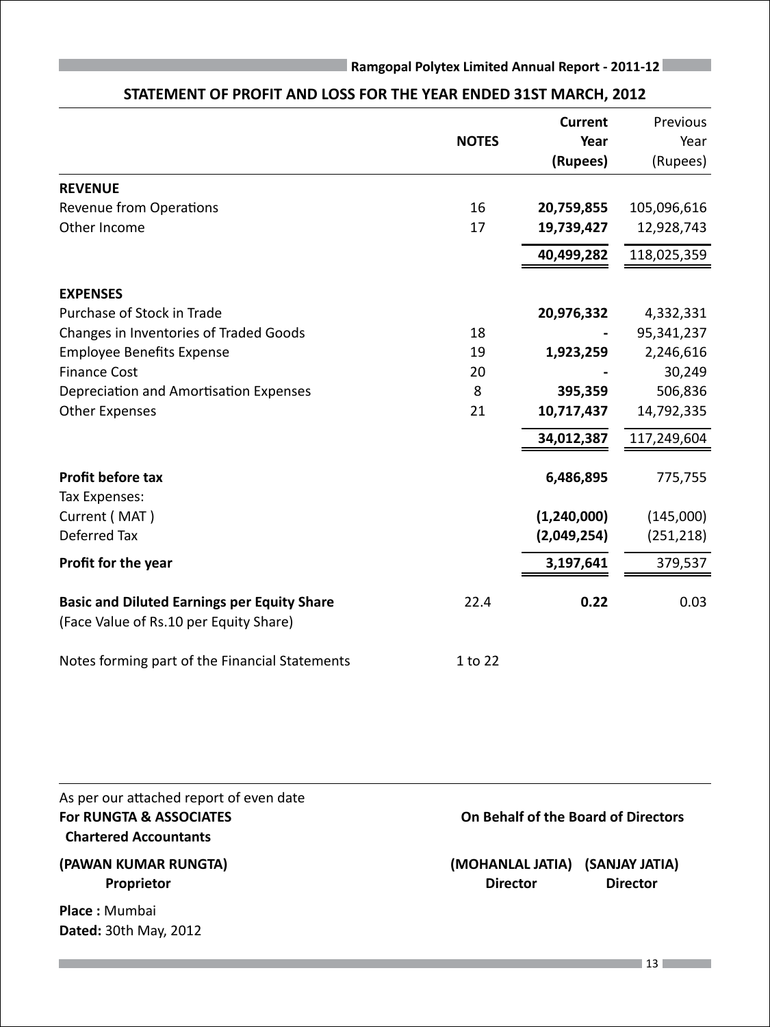## STATEMENT OF PROFIT AND LOSS FOR THE YEAR ENDED 31ST MARCH, 2012

| | NOTES | Current Year (Rupees) | Previous Year (Rupees) |
|---|---|---|---|
| **REVENUE** | | | |
| Revenue from Operations | 16 | **20,759,855** | 105,096,616 |
| Other Income | 17 | **19,739,427** | 12,928,743 |
| | | **40,499,282** | 118,025,359 |
| **EXPENSES** | | | |
| Purchase of Stock in Trade | | **20,976,332** | 4,332,331 |
| Changes in Inventories of Traded Goods | 18 | **-** | 95,341,237 |
| Employee Benefits Expense | 19 | **1,923,259** | 2,246,616 |
| Finance Cost | 20 | **-** | 30,249 |
| Depreciation and Amortisation Expenses | 8 | **395,359** | 506,836 |
| Other Expenses | 21 | **10,717,437** | 14,792,335 |
| | | **34,012,387** | 117,249,604 |
| **Profit before tax** | | **6,486,895** | 775,755 |
| Tax Expenses: | | | |
| Current ( MAT ) | | **(1,240,000)** | (145,000) |
| Deferred Tax | | **(2,049,254)** | (251,218) |
| **Profit for the year** | | **3,197,641** | 379,537 |
| **Basic and Diluted Earnings per Equity Share** (Face Value of Rs.10 per Equity Share) | 22.4 | **0.22** | 0.03 |
| Notes forming part of the Financial Statements | 1 to 22 | | |

As per our attached report of even date
**For RUNGTA & ASSOCIATES**
**Chartered Accountants**

**(PAWAN KUMAR RUNGTA)**
**Proprietor**

**Place :** Mumbai
**Dated:** 30th May, 2012

**On Behalf of the Board of Directors**

**(MOHANLAL JATIA)** **Director**

**(SANJAY JATIA)** **Director**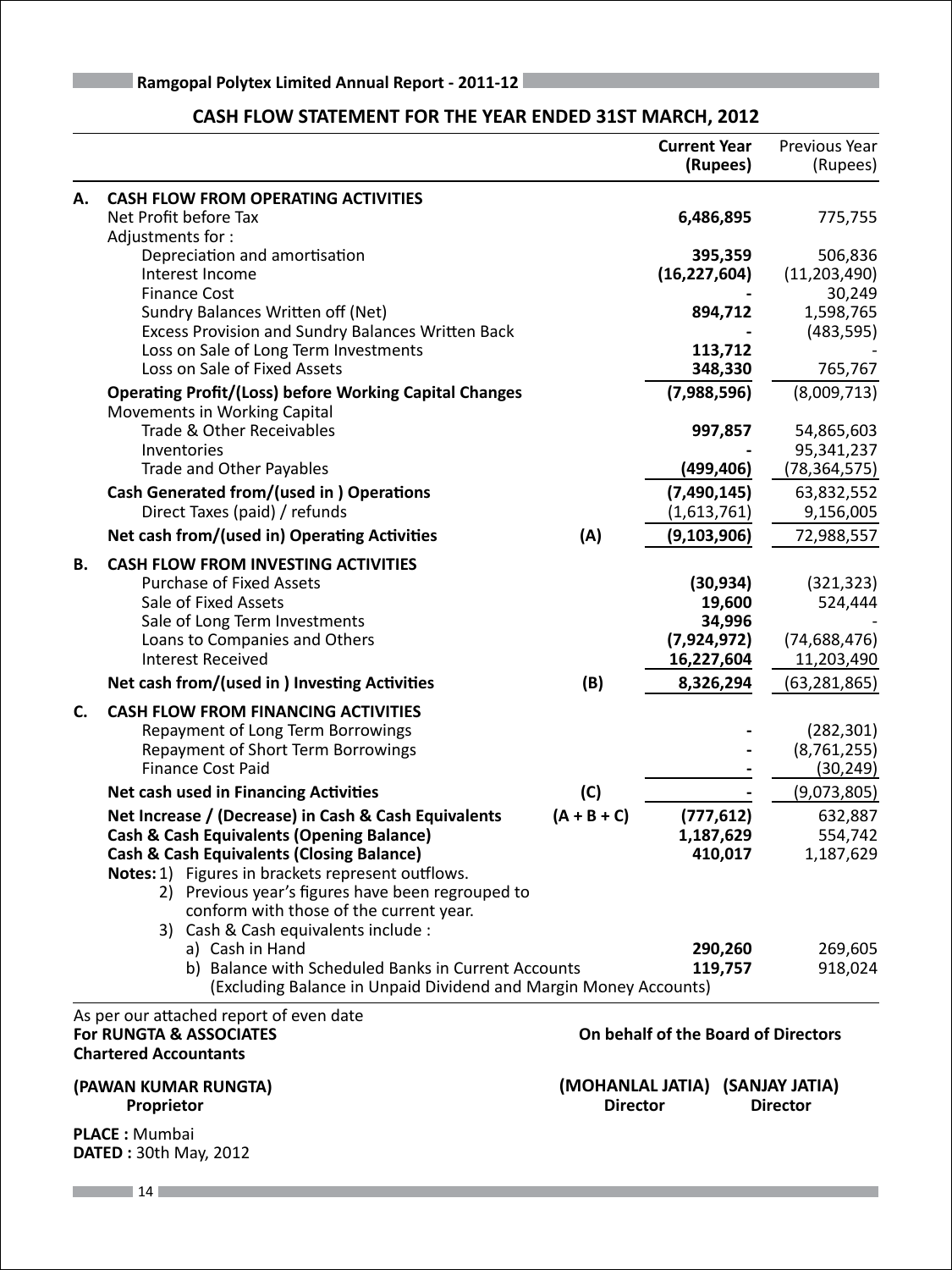## CASH FLOW STATEMENT FOR THE YEAR ENDED 31ST MARCH, 2012

| | | | Current Year (Rupees) | Previous Year (Rupees) |
|---|---|---|---|---|
| **A.** | **CASH FLOW FROM OPERATING ACTIVITIES** | | | |
| | Net Profit before Tax | | **6,486,895** | 775,755 |
| | Adjustments for : | | | |
| | Depreciation and amortisation | | **395,359** | 506,836 |
| | Interest Income | | **(16,227,604)** | (11,203,490) |
| | Finance Cost | | **-** | 30,249 |
| | Sundry Balances Written off (Net) | | **894,712** | 1,598,765 |
| | Excess Provision and Sundry Balances Written Back | | **-** | (483,595) |
| | Loss on Sale of Long Term Investments | | **113,712** | - |
| | Loss on Sale of Fixed Assets | | **348,330** | 765,767 |
| | **Operating Profit/(Loss) before Working Capital Changes** | | **(7,988,596)** | (8,009,713) |
| | Movements in Working Capital | | | |
| | Trade & Other Receivables | | **997,857** | 54,865,603 |
| | Inventories | | **-** | 95,341,237 |
| | Trade and Other Payables | | **(499,406)** | (78,364,575) |
| | **Cash Generated from/(used in ) Operations** | | **(7,490,145)** | 63,832,552 |
| | Direct Taxes (paid) / refunds | | (1,613,761) | 9,156,005 |
| | **Net cash from/(used in) Operating Activities** | **(A)** | **(9,103,906)** | 72,988,557 |
| **B.** | **CASH FLOW FROM INVESTING ACTIVITIES** | | | |
| | Purchase of Fixed Assets | | **(30,934)** | (321,323) |
| | Sale of Fixed Assets | | **19,600** | 524,444 |
| | Sale of Long Term Investments | | **34,996** | - |
| | Loans to Companies and Others | | **(7,924,972)** | (74,688,476) |
| | Interest Received | | **16,227,604** | 11,203,490 |
| | **Net cash from/(used in ) Investing Activities** | **(B)** | **8,326,294** | (63,281,865) |
| **C.** | **CASH FLOW FROM FINANCING ACTIVITIES** | | | |
| | Repayment of Long Term Borrowings | | **-** | (282,301) |
| | Repayment of Short Term Borrowings | | **-** | (8,761,255) |
| | Finance Cost Paid | | **-** | (30,249) |
| | **Net cash used in Financing Activities** | **(C)** | **-** | (9,073,805) |
| | **Net Increase / (Decrease) in Cash & Cash Equivalents** | **(A + B + C)** | **(777,612)** | 632,887 |
| | **Cash & Cash Equivalents (Opening Balance)** | | **1,187,629** | 554,742 |
| | **Cash & Cash Equivalents (Closing Balance)** | | **410,017** | 1,187,629 |

**Notes:**
1) Figures in brackets represent outflows.
2) Previous year's figures have been regrouped to conform with those of the current year.
3) Cash & Cash equivalents include :

| | Current Year (Rupees) | Previous Year (Rupees) |
|---|---|---|
| a) Cash in Hand | **290,260** | 269,605 |
| b) Balance with Scheduled Banks in Current Accounts (Excluding Balance in Unpaid Dividend and Margin Money Accounts) | **119,757** | 918,024 |

As per our attached report of even date
**For RUNGTA & ASSOCIATES**
**Chartered Accountants**

**(PAWAN KUMAR RUNGTA)**
**Proprietor**

**On behalf of the Board of Directors**

**(MOHANLAL JATIA)** **Director**
**(SANJAY JATIA)** **Director**

**PLACE :** Mumbai
**DATED :** 30th May, 2012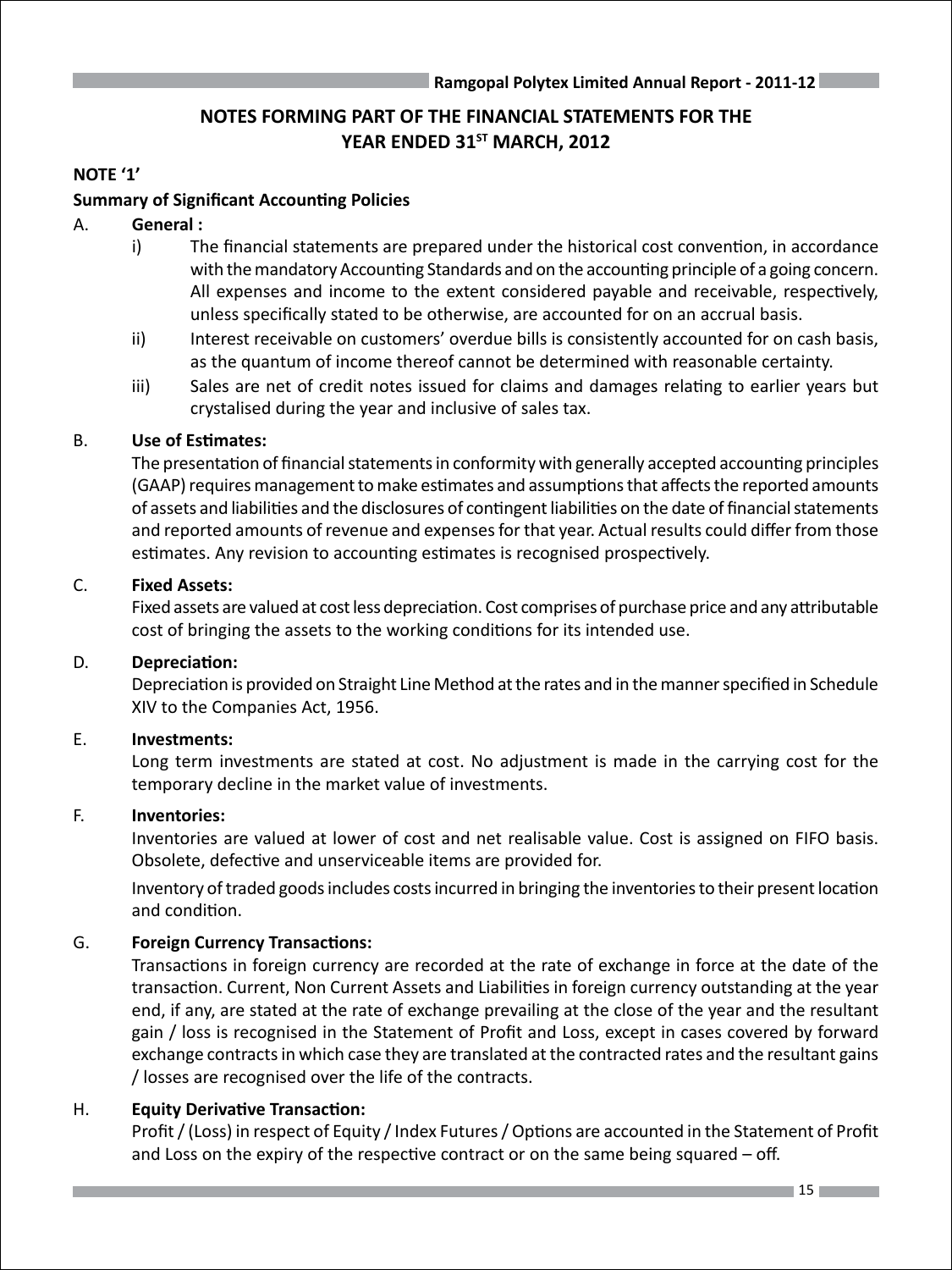# NOTES FORMING PART OF THE FINANCIAL STATEMENTS FOR THE YEAR ENDED 31ST MARCH, 2012

**NOTE '1'**

**Summary of Significant Accounting Policies**

A. **General :**

i) The financial statements are prepared under the historical cost convention, in accordance with the mandatory Accounting Standards and on the accounting principle of a going concern. All expenses and income to the extent considered payable and receivable, respectively, unless specifically stated to be otherwise, are accounted for on an accrual basis.

ii) Interest receivable on customers' overdue bills is consistently accounted for on cash basis, as the quantum of income thereof cannot be determined with reasonable certainty.

iii) Sales are net of credit notes issued for claims and damages relating to earlier years but crystalised during the year and inclusive of sales tax.

B. **Use of Estimates:**

The presentation of financial statements in conformity with generally accepted accounting principles (GAAP) requires management to make estimates and assumptions that affects the reported amounts of assets and liabilities and the disclosures of contingent liabilities on the date of financial statements and reported amounts of revenue and expenses for that year. Actual results could differ from those estimates. Any revision to accounting estimates is recognised prospectively.

C. **Fixed Assets:**

Fixed assets are valued at cost less depreciation. Cost comprises of purchase price and any attributable cost of bringing the assets to the working conditions for its intended use.

D. **Depreciation:**

Depreciation is provided on Straight Line Method at the rates and in the manner specified in Schedule XIV to the Companies Act, 1956.

E. **Investments:**

Long term investments are stated at cost. No adjustment is made in the carrying cost for the temporary decline in the market value of investments.

F. **Inventories:**

Inventories are valued at lower of cost and net realisable value. Cost is assigned on FIFO basis. Obsolete, defective and unserviceable items are provided for.

Inventory of traded goods includes costs incurred in bringing the inventories to their present location and condition.

G. **Foreign Currency Transactions:**

Transactions in foreign currency are recorded at the rate of exchange in force at the date of the transaction. Current, Non Current Assets and Liabilities in foreign currency outstanding at the year end, if any, are stated at the rate of exchange prevailing at the close of the year and the resultant gain / loss is recognised in the Statement of Profit and Loss, except in cases covered by forward exchange contracts in which case they are translated at the contracted rates and the resultant gains / losses are recognised over the life of the contracts.

H. **Equity Derivative Transaction:**

Profit / (Loss) in respect of Equity / Index Futures / Options are accounted in the Statement of Profit and Loss on the expiry of the respective contract or on the same being squared – off.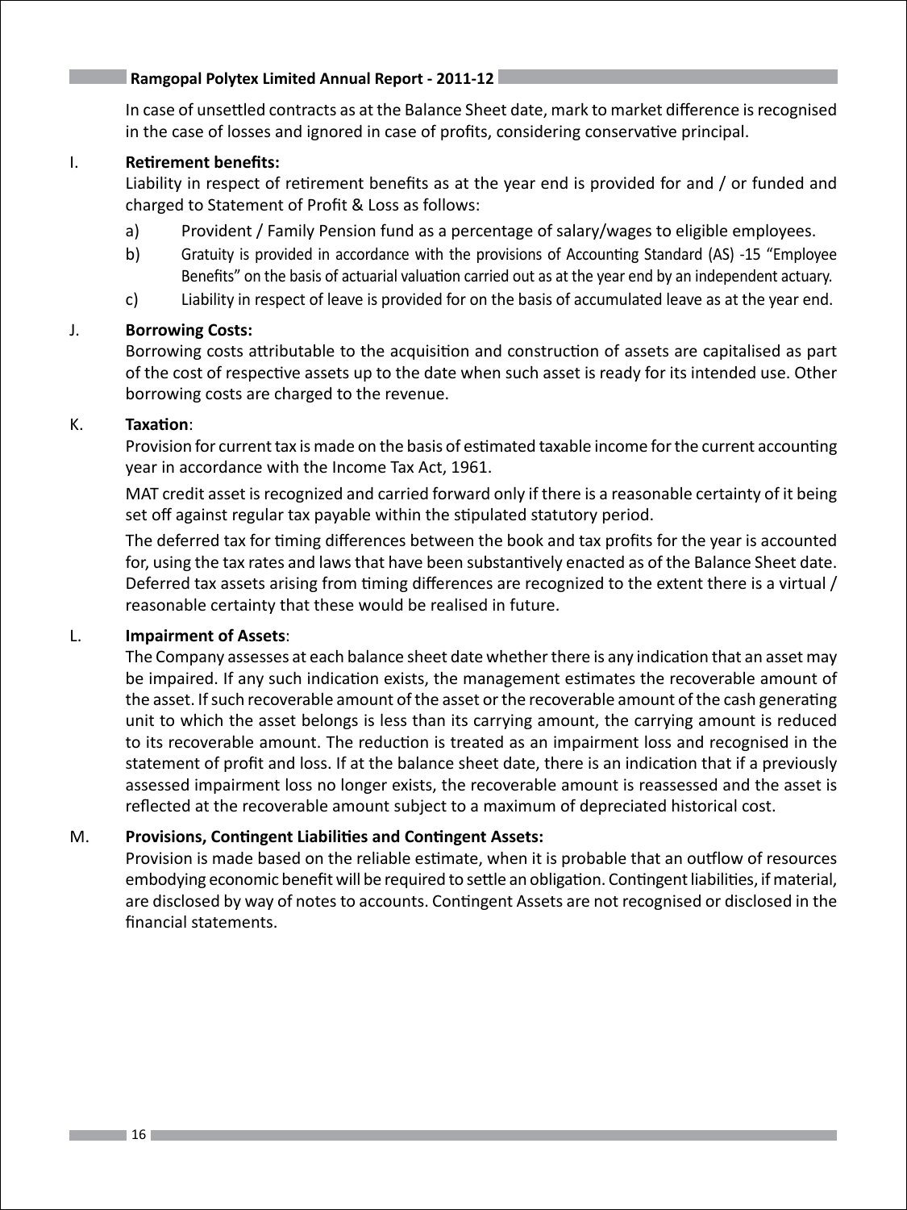In case of unsettled contracts as at the Balance Sheet date, mark to market difference is recognised in the case of losses and ignored in case of profits, considering conservative principal.

I. **Retirement benefits:**

Liability in respect of retirement benefits as at the year end is provided for and / or funded and charged to Statement of Profit & Loss as follows:

a) Provident / Family Pension fund as a percentage of salary/wages to eligible employees.

b) Gratuity is provided in accordance with the provisions of Accounting Standard (AS) -15 "Employee Benefits" on the basis of actuarial valuation carried out as at the year end by an independent actuary.

c) Liability in respect of leave is provided for on the basis of accumulated leave as at the year end.

J. **Borrowing Costs:**

Borrowing costs attributable to the acquisition and construction of assets are capitalised as part of the cost of respective assets up to the date when such asset is ready for its intended use. Other borrowing costs are charged to the revenue.

K. **Taxation**:

Provision for current tax is made on the basis of estimated taxable income for the current accounting year in accordance with the Income Tax Act, 1961.

MAT credit asset is recognized and carried forward only if there is a reasonable certainty of it being set off against regular tax payable within the stipulated statutory period.

The deferred tax for timing differences between the book and tax profits for the year is accounted for, using the tax rates and laws that have been substantively enacted as of the Balance Sheet date. Deferred tax assets arising from timing differences are recognized to the extent there is a virtual / reasonable certainty that these would be realised in future.

L. **Impairment of Assets**:

The Company assesses at each balance sheet date whether there is any indication that an asset may be impaired. If any such indication exists, the management estimates the recoverable amount of the asset. If such recoverable amount of the asset or the recoverable amount of the cash generating unit to which the asset belongs is less than its carrying amount, the carrying amount is reduced to its recoverable amount. The reduction is treated as an impairment loss and recognised in the statement of profit and loss. If at the balance sheet date, there is an indication that if a previously assessed impairment loss no longer exists, the recoverable amount is reassessed and the asset is reflected at the recoverable amount subject to a maximum of depreciated historical cost.

M. **Provisions, Contingent Liabilities and Contingent Assets:**

Provision is made based on the reliable estimate, when it is probable that an outflow of resources embodying economic benefit will be required to settle an obligation. Contingent liabilities, if material, are disclosed by way of notes to accounts. Contingent Assets are not recognised or disclosed in the financial statements.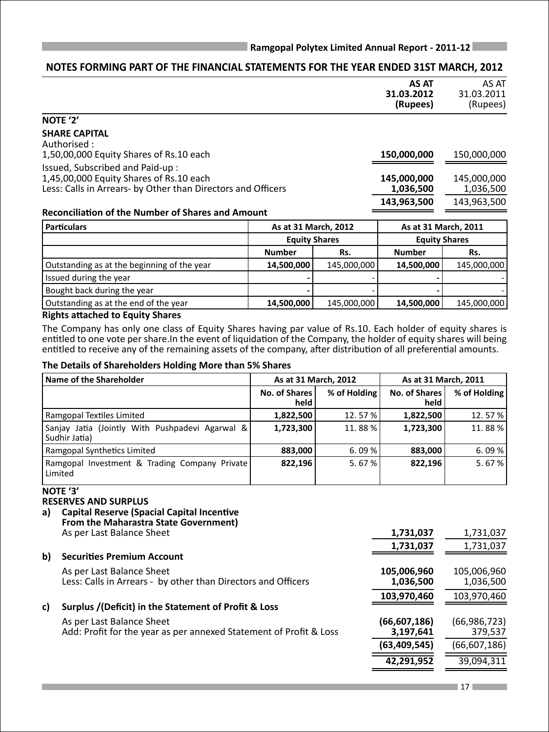## NOTES FORMING PART OF THE FINANCIAL STATEMENTS FOR THE YEAR ENDED 31ST MARCH, 2012

| | AS AT 31.03.2012 (Rupees) | AS AT 31.03.2011 (Rupees) |
|---|---|---|
| **NOTE '2'** | | |
| **SHARE CAPITAL** | | |
| Authorised : | | |
| 1,50,00,000 Equity Shares of Rs.10 each | **150,000,000** | 150,000,000 |
| Issued, Subscribed and Paid-up : | | |
| 1,45,00,000 Equity Shares of Rs.10 each | **145,000,000** | 145,000,000 |
| Less: Calls in Arrears- by Other than Directors and Officers | **1,036,500** | 1,036,500 |
| | **143,963,500** | 143,963,500 |

**Reconciliation of the Number of Shares and Amount**

| Particulars | As at 31 March, 2012 | | As at 31 March, 2011 | |
|---|---|---|---|---|
| | Equity Shares | | Equity Shares | |
| | Number | Rs. | Number | Rs. |
| Outstanding as at the beginning of the year | **14,500,000** | 145,000,000 | **14,500,000** | 145,000,000 |
| Issued during the year | - | - | - | - |
| Bought back during the year | - | - | - | - |
| Outstanding as at the end of the year | **14,500,000** | 145,000,000 | **14,500,000** | 145,000,000 |

**Rights attached to Equity Shares**

The Company has only one class of Equity Shares having par value of Rs.10. Each holder of equity shares is entitled to one vote per share.In the event of liquidation of the Company, the holder of equity shares will being entitled to receive any of the remaining assets of the company, after distribution of all preferential amounts.

**The Details of Shareholders Holding More than 5% Shares**

| Name of the Shareholder | As at 31 March, 2012 | | As at 31 March, 2011 | |
|---|---|---|---|---|
| | No. of Shares held | % of Holding | No. of Shares held | % of Holding |
| Ramgopal Textiles Limited | **1,822,500** | 12. 57 % | **1,822,500** | 12. 57 % |
| Sanjay Jatia (Jointly With Pushpadevi Agarwal & Sudhir Jatia) | **1,723,300** | 11. 88 % | **1,723,300** | 11. 88 % |
| Ramgopal Synthetics Limited | **883,000** | 6. 09 % | **883,000** | 6. 09 % |
| Ramgopal Investment & Trading Company Private Limited | **822,196** | 5. 67 % | **822,196** | 5. 67 % |

| | AS AT 31.03.2012 (Rupees) | AS AT 31.03.2011 (Rupees) |
|---|---|---|
| **NOTE '3'** | | |
| **RESERVES AND SURPLUS** | | |
| **a) Capital Reserve (Spacial Capital Incentive From the Maharastra State Government)** | | |
| As per Last Balance Sheet | **1,731,037** | 1,731,037 |
| | **1,731,037** | 1,731,037 |
| **b) Securities Premium Account** | | |
| As per Last Balance Sheet | **105,006,960** | 105,006,960 |
| Less: Calls in Arrears - by other than Directors and Officers | **1,036,500** | 1,036,500 |
| | **103,970,460** | 103,970,460 |
| **c) Surplus /(Deficit) in the Statement of Profit & Loss** | | |
| As per Last Balance Sheet | **(66,607,186)** | (66,986,723) |
| Add: Profit for the year as per annexed Statement of Profit & Loss | **3,197,641** | 379,537 |
| | **(63,409,545)** | (66,607,186) |
| | **42,291,952** | 39,094,311 |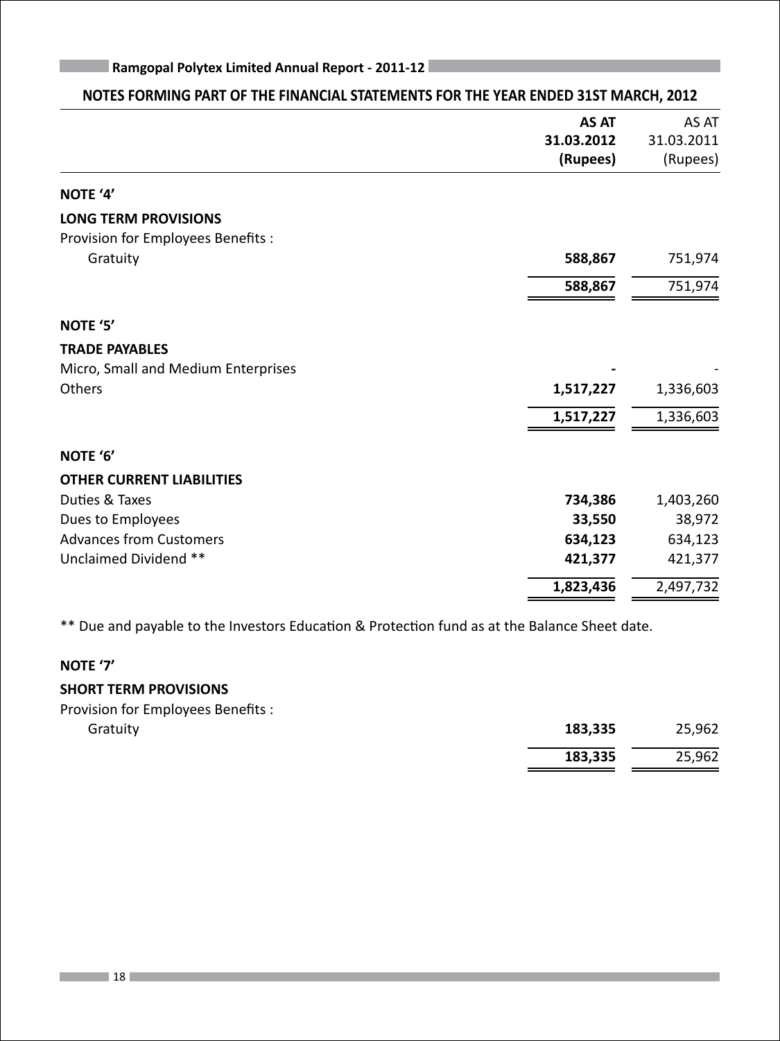## NOTES FORMING PART OF THE FINANCIAL STATEMENTS FOR THE YEAR ENDED 31ST MARCH, 2012

| | **AS AT 31.03.2012 (Rupees)** | AS AT 31.03.2011 (Rupees) |
|---|---|---|
| **NOTE '4'** | | |
| **LONG TERM PROVISIONS** | | |
| Provision for Employees Benefits : | | |
| Gratuity | **588,867** | 751,974 |
| | **588,867** | 751,974 |
| **NOTE '5'** | | |
| **TRADE PAYABLES** | | |
| Micro, Small and Medium Enterprises | **-** | - |
| Others | **1,517,227** | 1,336,603 |
| | **1,517,227** | 1,336,603 |
| **NOTE '6'** | | |
| **OTHER CURRENT LIABILITIES** | | |
| Duties & Taxes | **734,386** | 1,403,260 |
| Dues to Employees | **33,550** | 38,972 |
| Advances from Customers | **634,123** | 634,123 |
| Unclaimed Dividend ** | **421,377** | 421,377 |
| | **1,823,436** | 2,497,732 |

** Due and payable to the Investors Education & Protection fund as at the Balance Sheet date.

| | **AS AT 31.03.2012 (Rupees)** | AS AT 31.03.2011 (Rupees) |
|---|---|---|
| **NOTE '7'** | | |
| **SHORT TERM PROVISIONS** | | |
| Provision for Employees Benefits : | | |
| Gratuity | **183,335** | 25,962 |
| | **183,335** | 25,962 |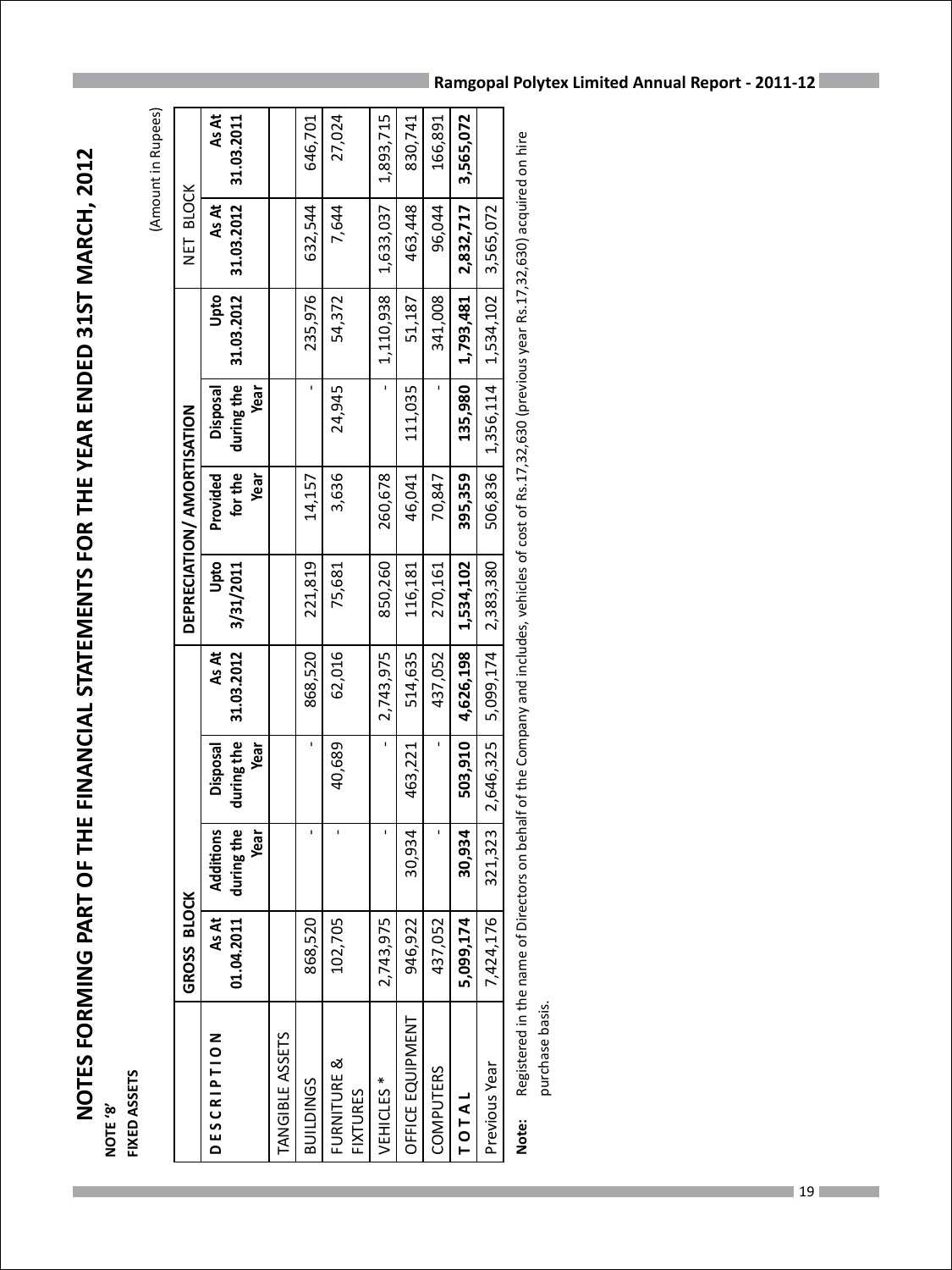# NOTES FORMING PART OF THE FINANCIAL STATEMENTS FOR THE YEAR ENDED 31ST MARCH, 2012

**NOTE '8'**

**FIXED ASSETS**

(Amount in Rupees)

| DESCRIPTION | GROSS BLOCK | | | | DEPRECIATION/ AMORTISATION | | | | NET BLOCK | |
|---|---|---|---|---|---|---|---|---|---|---|
| | As At 01.04.2011 | Additions during the Year | Disposal during the Year | As At 31.03.2012 | Upto 3/31/2011 | Provided for the Year | Disposal during the Year | Upto 31.03.2012 | As At 31.03.2012 | As At 31.03.2011 |
| TANGIBLE ASSETS | | | | | | | | | | |
| BUILDINGS | 868,520 | - | - | 868,520 | 221,819 | 14,157 | - | 235,976 | 632,544 | 646,701 |
| FURNITURE & FIXTURES | 102,705 | - | 40,689 | 62,016 | 75,681 | 3,636 | 24,945 | 54,372 | 7,644 | 27,024 |
| VEHICLES * | 2,743,975 | - | - | 2,743,975 | 850,260 | 260,678 | - | 1,110,938 | 1,633,037 | 1,893,715 |
| OFFICE EQUIPMENT | 946,922 | 30,934 | 463,221 | 514,635 | 116,181 | 46,041 | 111,035 | 51,187 | 463,448 | 830,741 |
| COMPUTERS | 437,052 | - | - | 437,052 | 270,161 | 70,847 | - | 341,008 | 96,044 | 166,891 |
| **TOTAL** | **5,099,174** | **30,934** | **503,910** | **4,626,198** | **1,534,102** | **395,359** | **135,980** | **1,793,481** | **2,832,717** | **3,565,072** |
| Previous Year | 7,424,176 | 321,323 | 2,646,325 | 5,099,174 | 2,383,380 | 506,836 | 1,356,114 | 1,534,102 | 3,565,072 | |

**Note:** Registered in the name of Directors on behalf of the Company and includes, vehicles of cost of Rs.17,32,630 (previous year Rs.17,32,630) acquired on hire purchase basis.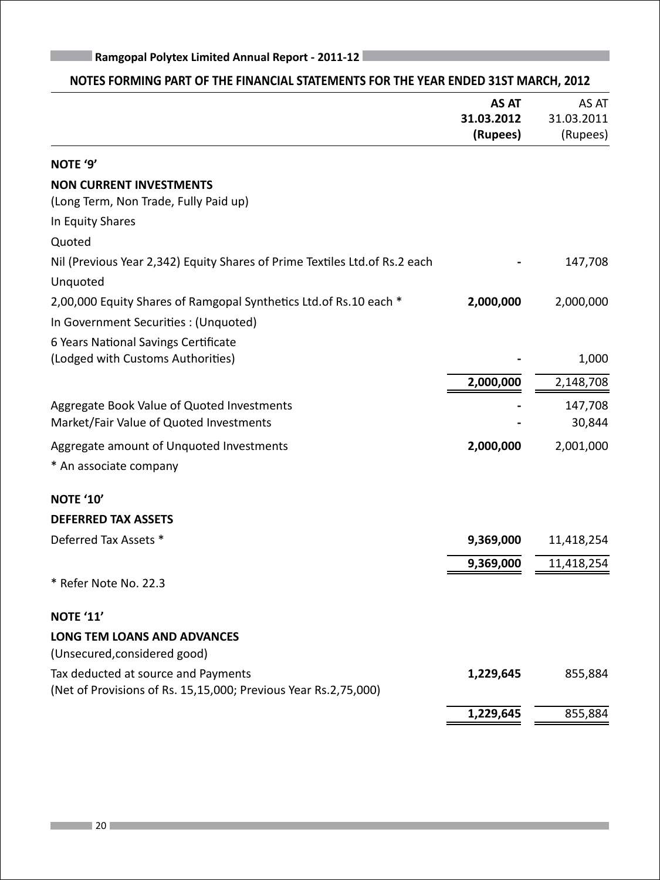## NOTES FORMING PART OF THE FINANCIAL STATEMENTS FOR THE YEAR ENDED 31ST MARCH, 2012

| | **AS AT 31.03.2012 (Rupees)** | AS AT 31.03.2011 (Rupees) |
|---|---|---|
| **NOTE '9'** | | |
| **NON CURRENT INVESTMENTS** | | |
| (Long Term, Non Trade, Fully Paid up) | | |
| In Equity Shares | | |
| Quoted | | |
| Nil (Previous Year 2,342) Equity Shares of Prime Textiles Ltd.of Rs.2 each | **-** | 147,708 |
| Unquoted | | |
| 2,00,000 Equity Shares of Ramgopal Synthetics Ltd.of Rs.10 each * | **2,000,000** | 2,000,000 |
| In Government Securities : (Unquoted) | | |
| 6 Years National Savings Certificate (Lodged with Customs Authorities) | **-** | 1,000 |
| | **2,000,000** | 2,148,708 |
| Aggregate Book Value of Quoted Investments | **-** | 147,708 |
| Market/Fair Value of Quoted Investments | **-** | 30,844 |
| Aggregate amount of Unquoted Investments | **2,000,000** | 2,001,000 |
| * An associate company | | |
| **NOTE '10'** | | |
| **DEFERRED TAX ASSETS** | | |
| Deferred Tax Assets * | **9,369,000** | 11,418,254 |
| | **9,369,000** | 11,418,254 |
| * Refer Note No. 22.3 | | |
| **NOTE '11'** | | |
| **LONG TEM LOANS AND ADVANCES** | | |
| (Unsecured,considered good) | | |
| Tax deducted at source and Payments (Net of Provisions of Rs. 15,15,000; Previous Year Rs.2,75,000) | **1,229,645** | 855,884 |
| | **1,229,645** | 855,884 |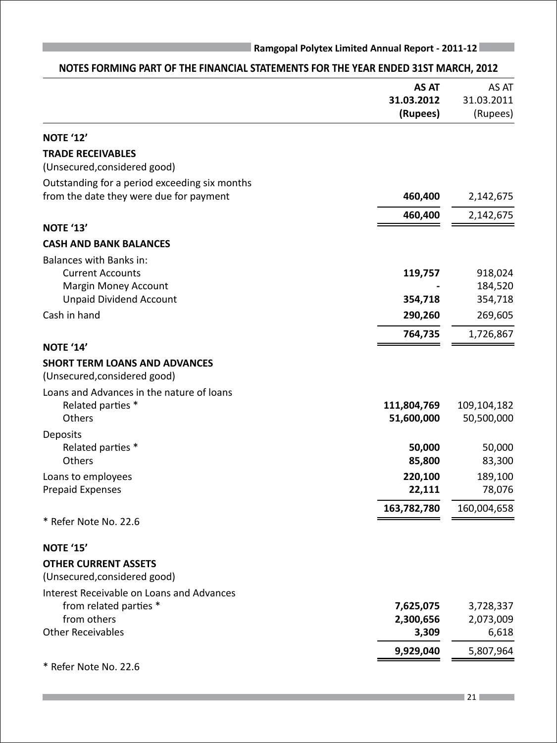## NOTES FORMING PART OF THE FINANCIAL STATEMENTS FOR THE YEAR ENDED 31ST MARCH, 2012

| | AS AT 31.03.2012 (Rupees) | AS AT 31.03.2011 (Rupees) |
|---|---|---|
| **NOTE '12'** | | |
| **TRADE RECEIVABLES** | | |
| (Unsecured,considered good) | | |
| Outstanding for a period exceeding six months from the date they were due for payment | **460,400** | 2,142,675 |
| | **460,400** | 2,142,675 |
| **NOTE '13'** | | |
| **CASH AND BANK BALANCES** | | |
| Balances with Banks in: | | |
| Current Accounts | **119,757** | 918,024 |
| Margin Money Account | **-** | 184,520 |
| Unpaid Dividend Account | **354,718** | 354,718 |
| Cash in hand | **290,260** | 269,605 |
| | **764,735** | 1,726,867 |
| **NOTE '14'** | | |
| **SHORT TERM LOANS AND ADVANCES** | | |
| (Unsecured,considered good) | | |
| Loans and Advances in the nature of loans | | |
| Related parties * | **111,804,769** | 109,104,182 |
| Others | **51,600,000** | 50,500,000 |
| Deposits | | |
| Related parties * | **50,000** | 50,000 |
| Others | **85,800** | 83,300 |
| Loans to employees | **220,100** | 189,100 |
| Prepaid Expenses | **22,111** | 78,076 |
| | **163,782,780** | 160,004,658 |

* Refer Note No. 22.6

| | AS AT 31.03.2012 (Rupees) | AS AT 31.03.2011 (Rupees) |
|---|---|---|
| **NOTE '15'** | | |
| **OTHER CURRENT ASSETS** | | |
| (Unsecured,considered good) | | |
| Interest Receivable on Loans and Advances | | |
| from related parties * | **7,625,075** | 3,728,337 |
| from others | **2,300,656** | 2,073,009 |
| Other Receivables | **3,309** | 6,618 |
| | **9,929,040** | 5,807,964 |

* Refer Note No. 22.6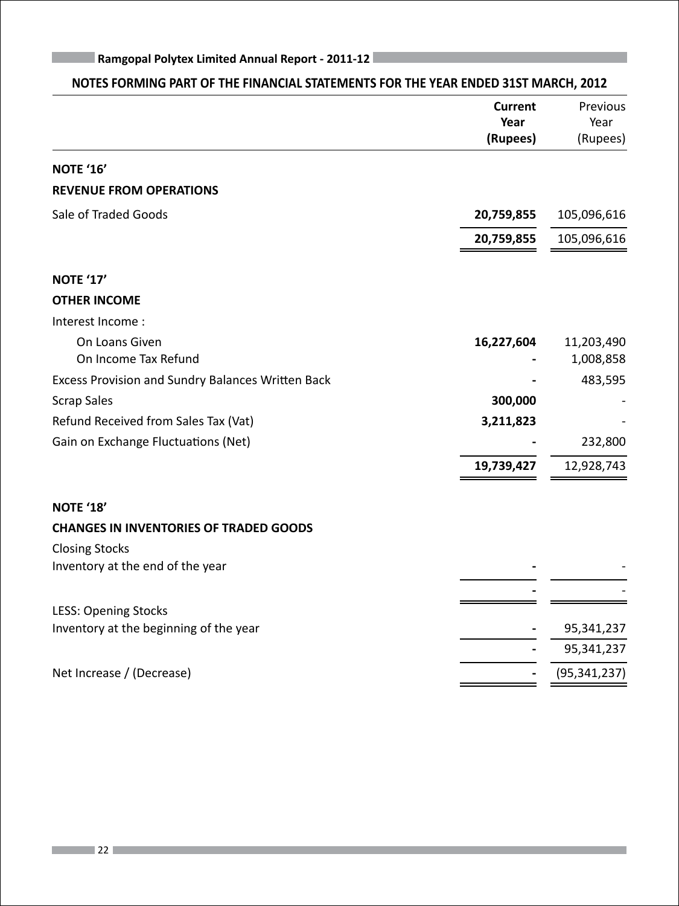## NOTES FORMING PART OF THE FINANCIAL STATEMENTS FOR THE YEAR ENDED 31ST MARCH, 2012

| | Current Year (Rupees) | Previous Year (Rupees) |
|---|---|---|
| **NOTE '16'** | | |
| **REVENUE FROM OPERATIONS** | | |
| Sale of Traded Goods | **20,759,855** | 105,096,616 |
| | **20,759,855** | 105,096,616 |
| **NOTE '17'** | | |
| **OTHER INCOME** | | |
| Interest Income : | | |
| On Loans Given | **16,227,604** | 11,203,490 |
| On Income Tax Refund | **-** | 1,008,858 |
| Excess Provision and Sundry Balances Written Back | **-** | 483,595 |
| Scrap Sales | **300,000** | - |
| Refund Received from Sales Tax (Vat) | **3,211,823** | - |
| Gain on Exchange Fluctuations (Net) | **-** | 232,800 |
| | **19,739,427** | 12,928,743 |
| **NOTE '18'** | | |
| **CHANGES IN INVENTORIES OF TRADED GOODS** | | |
| Closing Stocks | | |
| Inventory at the end of the year | **-** | - |
| | **-** | - |
| LESS: Opening Stocks | | |
| Inventory at the beginning of the year | **-** | 95,341,237 |
| | **-** | 95,341,237 |
| Net Increase / (Decrease) | **-** | (95,341,237) |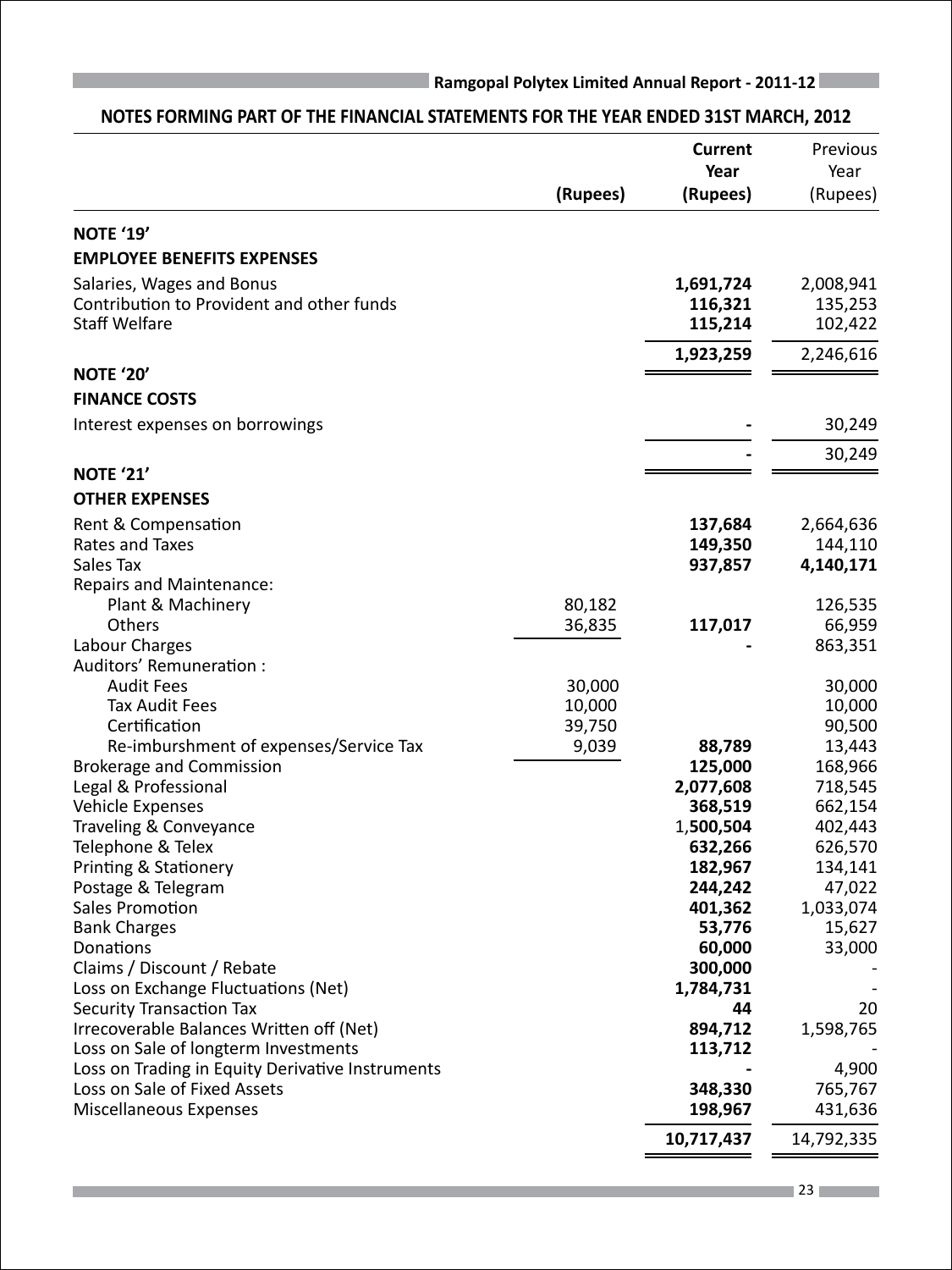## NOTES FORMING PART OF THE FINANCIAL STATEMENTS FOR THE YEAR ENDED 31ST MARCH, 2012

| | (Rupees) | Current Year (Rupees) | Previous Year (Rupees) |
|---|---|---|---|
| **NOTE '19'** | | | |
| **EMPLOYEE BENEFITS EXPENSES** | | | |
| Salaries, Wages and Bonus | | **1,691,724** | 2,008,941 |
| Contribution to Provident and other funds | | **116,321** | 135,253 |
| Staff Welfare | | **115,214** | 102,422 |
| | | **1,923,259** | 2,246,616 |
| **NOTE '20'** | | | |
| **FINANCE COSTS** | | | |
| Interest expenses on borrowings | | **-** | 30,249 |
| | | **-** | 30,249 |
| **NOTE '21'** | | | |
| **OTHER EXPENSES** | | | |
| Rent & Compensation | | **137,684** | 2,664,636 |
| Rates and Taxes | | **149,350** | 144,110 |
| Sales Tax | | **937,857** | **4,140,171** |
| Repairs and Maintenance: | | | |
| Plant & Machinery | 80,182 | | 126,535 |
| Others | 36,835 | **117,017** | 66,959 |
| Labour Charges | | **-** | 863,351 |
| Auditors' Remuneration : | | | |
| Audit Fees | 30,000 | | 30,000 |
| Tax Audit Fees | 10,000 | | 10,000 |
| Certification | 39,750 | | 90,500 |
| Re-imburshment of expenses/Service Tax | 9,039 | **88,789** | 13,443 |
| Brokerage and Commission | | **125,000** | 168,966 |
| Legal & Professional | | **2,077,608** | 718,545 |
| Vehicle Expenses | | **368,519** | 662,154 |
| Traveling & Conveyance | | 1,**500,504** | 402,443 |
| Telephone & Telex | | **632,266** | 626,570 |
| Printing & Stationery | | **182,967** | 134,141 |
| Postage & Telegram | | **244,242** | 47,022 |
| Sales Promotion | | **401,362** | 1,033,074 |
| Bank Charges | | **53,776** | 15,627 |
| Donations | | **60,000** | 33,000 |
| Claims / Discount / Rebate | | **300,000** | - |
| Loss on Exchange Fluctuations (Net) | | **1,784,731** | - |
| Security Transaction Tax | | **44** | 20 |
| Irrecoverable Balances Written off (Net) | | **894,712** | 1,598,765 |
| Loss on Sale of longterm Investments | | **113,712** | - |
| Loss on Trading in Equity Derivative Instruments | | **-** | 4,900 |
| Loss on Sale of Fixed Assets | | **348,330** | 765,767 |
| Miscellaneous Expenses | | **198,967** | 431,636 |
| | | **10,717,437** | 14,792,335 |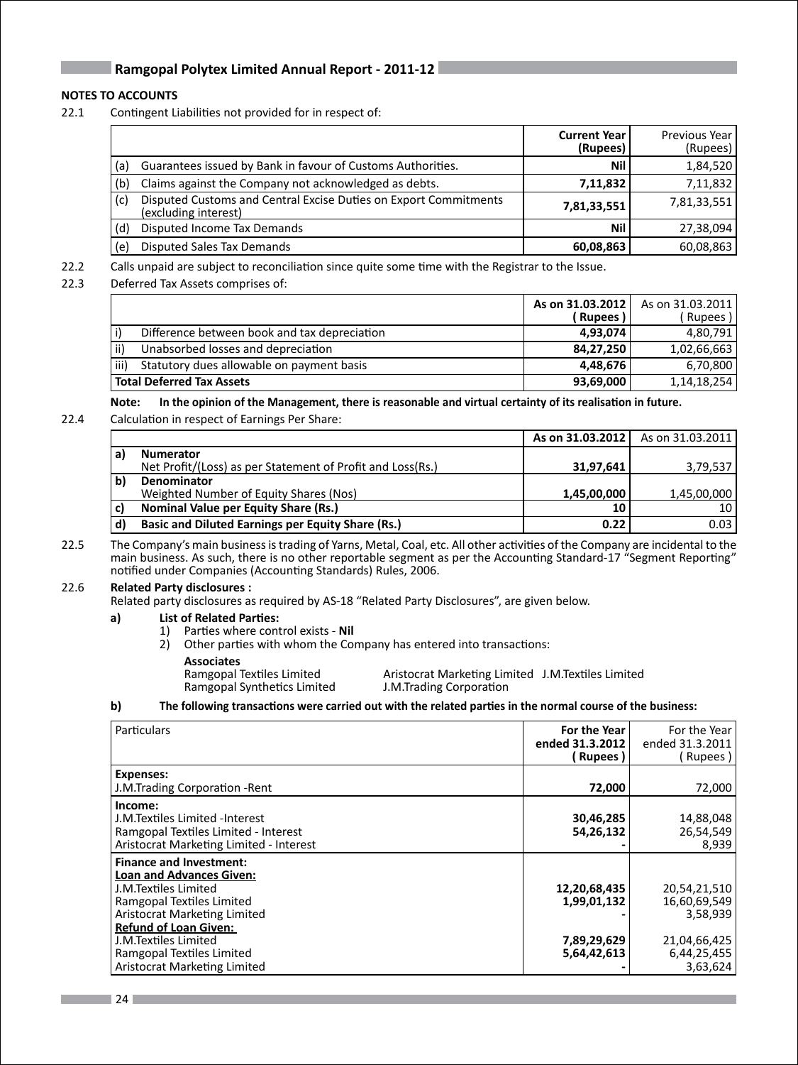**NOTES TO ACCOUNTS**

22.1 Contingent Liabilities not provided for in respect of:

| | Current Year (Rupees) | Previous Year (Rupees) |
|---|---|---|
| (a) Guarantees issued by Bank in favour of Customs Authorities. | **Nil** | 1,84,520 |
| (b) Claims against the Company not acknowledged as debts. | **7,11,832** | 7,11,832 |
| (c) Disputed Customs and Central Excise Duties on Export Commitments (excluding interest) | **7,81,33,551** | 7,81,33,551 |
| (d) Disputed Income Tax Demands | **Nil** | 27,38,094 |
| (e) Disputed Sales Tax Demands | **60,08,863** | 60,08,863 |

22.2 Calls unpaid are subject to reconciliation since quite some time with the Registrar to the Issue.

22.3 Deferred Tax Assets comprises of:

| | As on 31.03.2012 ( Rupees ) | As on 31.03.2011 ( Rupees ) |
|---|---|---|
| i) Difference between book and tax depreciation | **4,93,074** | 4,80,791 |
| ii) Unabsorbed losses and depreciation | **84,27,250** | 1,02,66,663 |
| iii) Statutory dues allowable on payment basis | **4,48,676** | 6,70,800 |
| **Total Deferred Tax Assets** | **93,69,000** | 1,14,18,254 |

**Note: In the opinion of the Management, there is reasonable and virtual certainty of its realisation in future.**

22.4 Calculation in respect of Earnings Per Share:

| | As on 31.03.2012 | As on 31.03.2011 |
|---|---|---|
| a) **Numerator** Net Profit/(Loss) as per Statement of Profit and Loss(Rs.) | **31,97,641** | 3,79,537 |
| b) **Denominator** Weighted Number of Equity Shares (Nos) | **1,45,00,000** | 1,45,00,000 |
| c) **Nominal Value per Equity Share (Rs.)** | **10** | 10 |
| d) **Basic and Diluted Earnings per Equity Share (Rs.)** | **0.22** | 0.03 |

22.5 The Company's main business is trading of Yarns, Metal, Coal, etc. All other activities of the Company are incidental to the main business. As such, there is no other reportable segment as per the Accounting Standard-17 "Segment Reporting" notified under Companies (Accounting Standards) Rules, 2006.

22.6 **Related Party disclosures :**

Related party disclosures as required by AS-18 "Related Party Disclosures", are given below.

**a) List of Related Parties:**

1) Parties where control exists - **Nil**
2) Other parties with whom the Company has entered into transactions:

**Associates**

Ramgopal Textiles Limited
Ramgopal Synthetics Limited
Aristocrat Marketing Limited
J.M.Trading Corporation
J.M.Textiles Limited

**b) The following transactions were carried out with the related parties in the normal course of the business:**

| Particulars | For the Year ended 31.3.2012 ( Rupees ) | For the Year ended 31.3.2011 ( Rupees ) |
|---|---|---|
| **Expenses:** | | |
| J.M.Trading Corporation -Rent | **72,000** | 72,000 |
| **Income:** | | |
| J.M.Textiles Limited -Interest | **30,46,285** | 14,88,048 |
| Ramgopal Textiles Limited - Interest | **54,26,132** | 26,54,549 |
| Aristocrat Marketing Limited - Interest | **-** | 8,939 |
| **Finance and Investment:** | | |
| **Loan and Advances Given:** | | |
| J.M.Textiles Limited | **12,20,68,435** | 20,54,21,510 |
| Ramgopal Textiles Limited | **1,99,01,132** | 16,60,69,549 |
| Aristocrat Marketing Limited | **-** | 3,58,939 |
| **Refund of Loan Given:** | | |
| J.M.Textiles Limited | **7,89,29,629** | 21,04,66,425 |
| Ramgopal Textiles Limited | **5,64,42,613** | 6,44,25,455 |
| Aristocrat Marketing Limited | **-** | 3,63,624 |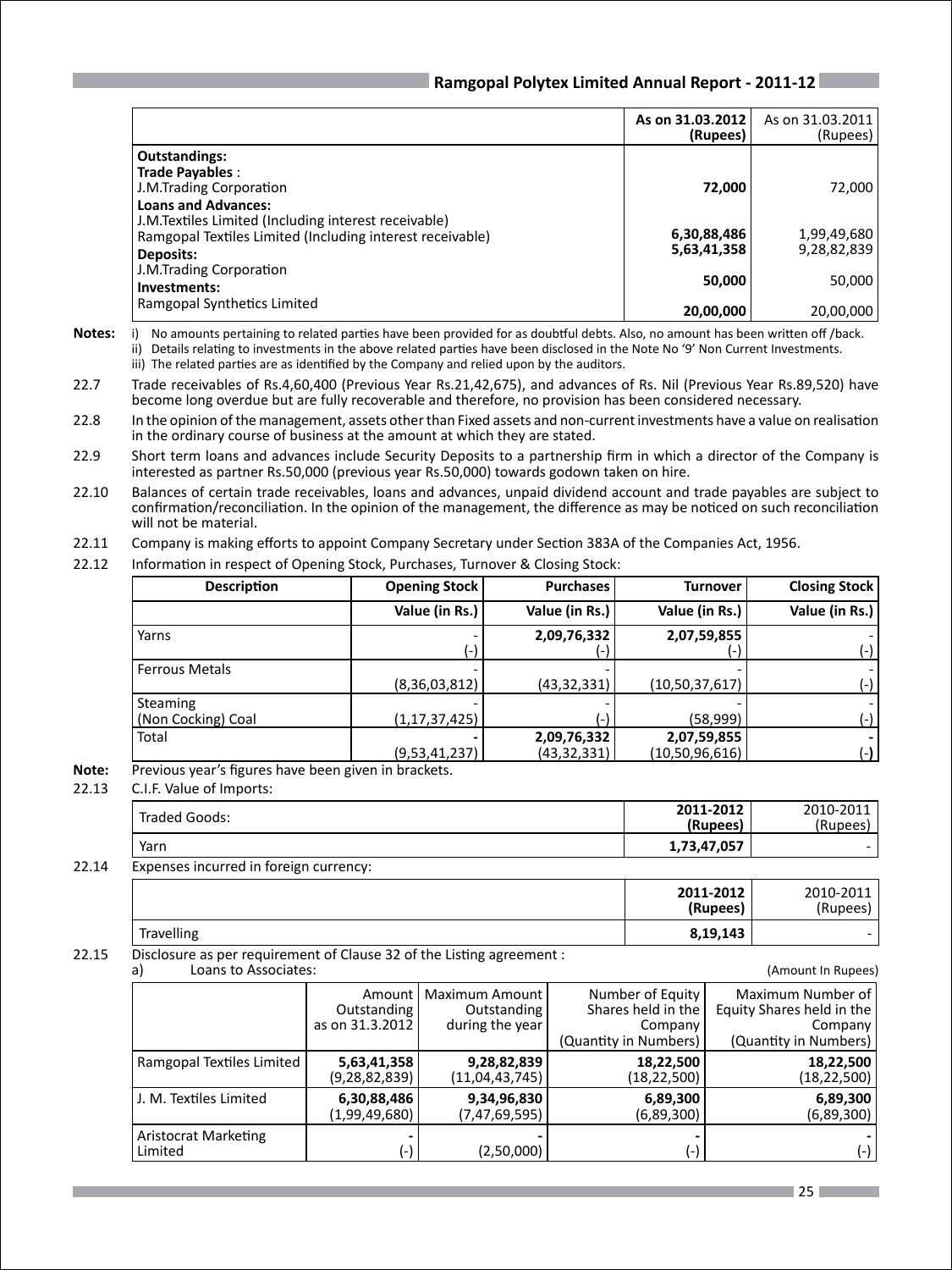| | As on 31.03.2012 (Rupees) | As on 31.03.2011 (Rupees) |
|---|---|---|
| **Outstandings:** | | |
| **Trade Payables** : | | |
| J.M.Trading Corporation | **72,000** | 72,000 |
| **Loans and Advances:** | | |
| J.M.Textiles Limited (Including interest receivable) | **6,30,88,486** | 1,99,49,680 |
| Ramgopal Textiles Limited (Including interest receivable) | **5,63,41,358** | 9,28,82,839 |
| **Deposits:** | | |
| J.M.Trading Corporation | **50,000** | 50,000 |
| **Investments:** | | |
| Ramgopal Synthetics Limited | **20,00,000** | 20,00,000 |

**Notes:** i) No amounts pertaining to related parties have been provided for as doubtful debts. Also, no amount has been written off /back.

ii) Details relating to investments in the above related parties have been disclosed in the Note No '9' Non Current Investments.

iii) The related parties are as identified by the Company and relied upon by the auditors.

22.7 Trade receivables of Rs.4,60,400 (Previous Year Rs.21,42,675), and advances of Rs. Nil (Previous Year Rs.89,520) have become long overdue but are fully recoverable and therefore, no provision has been considered necessary.

22.8 In the opinion of the management, assets other than Fixed assets and non-current investments have a value on realisation in the ordinary course of business at the amount at which they are stated.

22.9 Short term loans and advances include Security Deposits to a partnership firm in which a director of the Company is interested as partner Rs.50,000 (previous year Rs.50,000) towards godown taken on hire.

22.10 Balances of certain trade receivables, loans and advances, unpaid dividend account and trade payables are subject to confirmation/reconciliation. In the opinion of the management, the difference as may be noticed on such reconciliation will not be material.

22.11 Company is making efforts to appoint Company Secretary under Section 383A of the Companies Act, 1956.

22.12 Information in respect of Opening Stock, Purchases, Turnover & Closing Stock:

| Description | Opening Stock | Purchases | Turnover | Closing Stock |
|---|---|---|---|---|
| | Value (in Rs.) | Value (in Rs.) | Value (in Rs.) | Value (in Rs.) |
| Yarns | - (-) | 2,09,76,332 (-) | 2,07,59,855 (-) | - (-) |
| Ferrous Metals | - (8,36,03,812) | - (43,32,331) | - (10,50,37,617) | - (-) |
| Steaming (Non Cocking) Coal | - (1,17,37,425) | - (-) | - (58,999) | - (-) |
| Total | - (9,53,41,237) | 2,09,76,332 (43,32,331) | 2,07,59,855 (10,50,96,616) | - (-) |

**Note:** Previous year's figures have been given in brackets.

22.13 C.I.F. Value of Imports:

| Traded Goods: | 2011-2012 (Rupees) | 2010-2011 (Rupees) |
|---|---|---|
| Yarn | **1,73,47,057** | - |

22.14 Expenses incurred in foreign currency:

| | 2011-2012 (Rupees) | 2010-2011 (Rupees) |
|---|---|---|
| Travelling | **8,19,143** | - |

22.15 Disclosure as per requirement of Clause 32 of the Listing agreement :

a) Loans to Associates: (Amount In Rupees)

| | Amount Outstanding as on 31.3.2012 | Maximum Amount Outstanding during the year | Number of Equity Shares held in the Company (Quantity in Numbers) | Maximum Number of Equity Shares held in the Company (Quantity in Numbers) |
|---|---|---|---|---|
| Ramgopal Textiles Limited | **5,63,41,358** (9,28,82,839) | **9,28,82,839** (11,04,43,745) | **18,22,500** (18,22,500) | **18,22,500** (18,22,500) |
| J. M. Textiles Limited | **6,30,88,486** (1,99,49,680) | **9,34,96,830** (7,47,69,595) | **6,89,300** (6,89,300) | **6,89,300** (6,89,300) |
| Aristocrat Marketing Limited | - (-) | - (2,50,000) | - (-) | - (-) |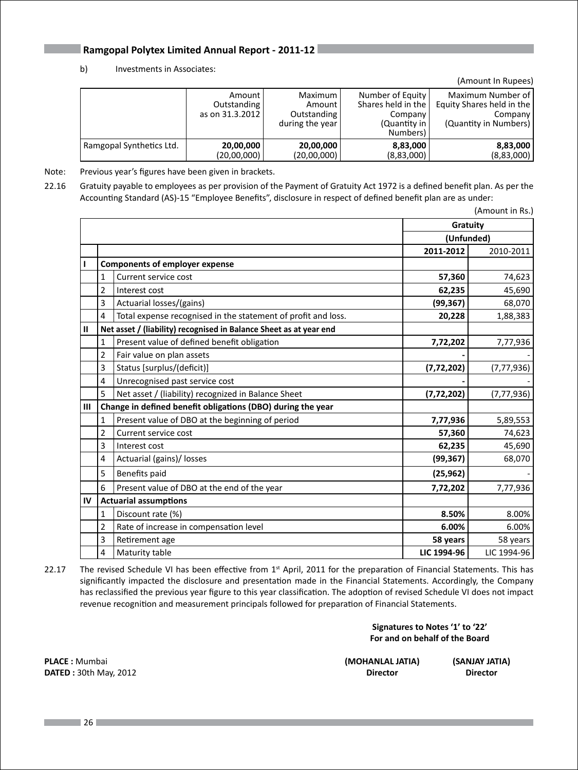b) Investments in Associates:

(Amount In Rupees)

| | Amount Outstanding as on 31.3.2012 | Maximum Amount Outstanding during the year | Number of Equity Shares held in the Company (Quantity in Numbers) | Maximum Number of Equity Shares held in the Company (Quantity in Numbers) |
|---|---|---|---|---|
| Ramgopal Synthetics Ltd. | **20,00,000** (20,00,000) | **20,00,000** (20,00,000) | **8,83,000** (8,83,000) | **8,83,000** (8,83,000) |

Note: Previous year's figures have been given in brackets.

22.16 Gratuity payable to employees as per provision of the Payment of Gratuity Act 1972 is a defined benefit plan. As per the Accounting Standard (AS)-15 "Employee Benefits", disclosure in respect of defined benefit plan are as under:

(Amount in Rs.)

| | | | Gratuity | |
|---|---|---|---|---|
| | | | (Unfunded) | |
| | | | **2011-2012** | 2010-2011 |
| **I** | **Components of employer expense** | | | |
| | 1 | Current service cost | **57,360** | 74,623 |
| | 2 | Interest cost | **62,235** | 45,690 |
| | 3 | Actuarial losses/(gains) | **(99,367)** | 68,070 |
| | 4 | Total expense recognised in the statement of profit and loss. | **20,228** | 1,88,383 |
| **II** | **Net asset / (liability) recognised in Balance Sheet as at year end** | | | |
| | 1 | Present value of defined benefit obligation | **7,72,202** | 7,77,936 |
| | 2 | Fair value on plan assets | **-** | - |
| | 3 | Status [surplus/(deficit)] | **(7,72,202)** | (7,77,936) |
| | 4 | Unrecognised past service cost | **-** | - |
| | 5 | Net asset / (liability) recognized in Balance Sheet | **(7,72,202)** | (7,77,936) |
| **III** | **Change in defined benefit obligations (DBO) during the year** | | | |
| | 1 | Present value of DBO at the beginning of period | **7,77,936** | 5,89,553 |
| | 2 | Current service cost | **57,360** | 74,623 |
| | 3 | Interest cost | **62,235** | 45,690 |
| | 4 | Actuarial (gains)/ losses | **(99,367)** | 68,070 |
| | 5 | Benefits paid | **(25,962)** | - |
| | 6 | Present value of DBO at the end of the year | **7,72,202** | 7,77,936 |
| **IV** | **Actuarial assumptions** | | | |
| | 1 | Discount rate (%) | **8.50%** | 8.00% |
| | 2 | Rate of increase in compensation level | **6.00%** | 6.00% |
| | 3 | Retirement age | **58 years** | 58 years |
| | 4 | Maturity table | **LIC 1994-96** | LIC 1994-96 |

22.17 The revised Schedule VI has been effective from 1st April, 2011 for the preparation of Financial Statements. This has significantly impacted the disclosure and presentation made in the Financial Statements. Accordingly, the Company has reclassified the previous year figure to this year classification. The adoption of revised Schedule VI does not impact revenue recognition and measurement principals followed for preparation of Financial Statements.

**Signatures to Notes '1' to '22'**
**For and on behalf of the Board**

**PLACE :** Mumbai
**DATED :** 30th May, 2012

**(MOHANLAL JATIA)** **Director**

**(SANJAY JATIA)** **Director**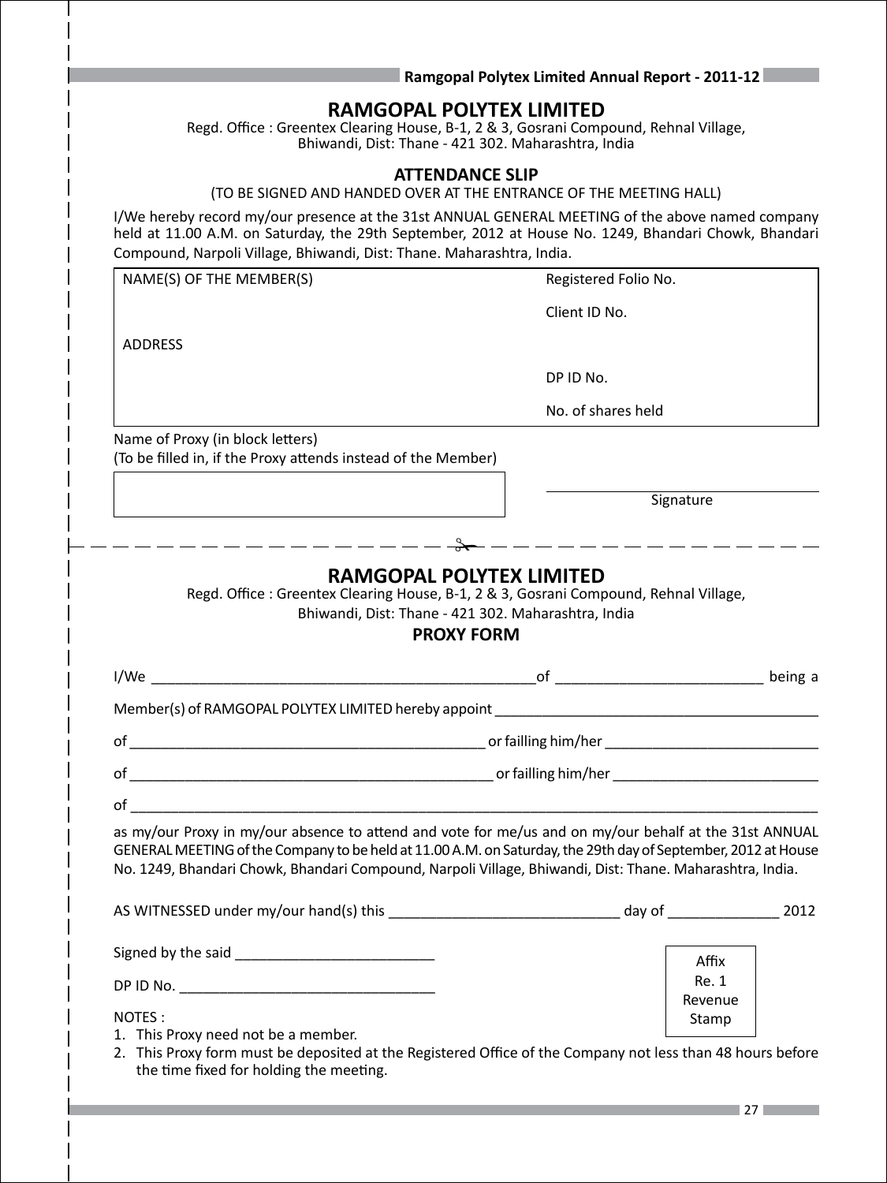# RAMGOPAL POLYTEX LIMITED

Regd. Office : Greentex Clearing House, B-1, 2 & 3, Gosrani Compound, Rehnal Village, Bhiwandi, Dist: Thane - 421 302. Maharashtra, India

## ATTENDANCE SLIP

(TO BE SIGNED AND HANDED OVER AT THE ENTRANCE OF THE MEETING HALL)

I/We hereby record my/our presence at the 31st ANNUAL GENERAL MEETING of the above named company held at 11.00 A.M. on Saturday, the 29th September, 2012 at House No. 1249, Bhandari Chowk, Bhandari Compound, Narpoli Village, Bhiwandi, Dist: Thane. Maharashtra, India.

| | |
|---|---|
| NAME(S) OF THE MEMBER(S) | Registered Folio No. |
| | Client ID No. |
| ADDRESS | |
| | DP ID No. |
| | No. of shares held |

Name of Proxy (in block letters)
(To be filled in, if the Proxy attends instead of the Member)

Signature

---

# RAMGOPAL POLYTEX LIMITED

Regd. Office : Greentex Clearing House, B-1, 2 & 3, Gosrani Compound, Rehnal Village, Bhiwandi, Dist: Thane - 421 302. Maharashtra, India

## PROXY FORM

I/We _______________________________________________of _________________________ being a

Member(s) of RAMGOPAL POLYTEX LIMITED hereby appoint _________________________________________

of _____________________________________________ or failling him/her ___________________________

of _____________________________________________ or failling him/her __________________________

of ________________________________________________________________________________________

as my/our Proxy in my/our absence to attend and vote for me/us and on my/our behalf at the 31st ANNUAL GENERAL MEETING of the Company to be held at 11.00 A.M. on Saturday, the 29th day of September, 2012 at House No. 1249, Bhandari Chowk, Bhandari Compound, Narpoli Village, Bhiwandi, Dist: Thane. Maharashtra, India.

AS WITNESSED under my/our hand(s) this _____________________________ day of ______________ 2012

Signed by the said _________________________

DP ID No. ________________________________

Affix Re. 1 Revenue Stamp

NOTES :

1. This Proxy need not be a member.
2. This Proxy form must be deposited at the Registered Office of the Company not less than 48 hours before the time fixed for holding the meeting.